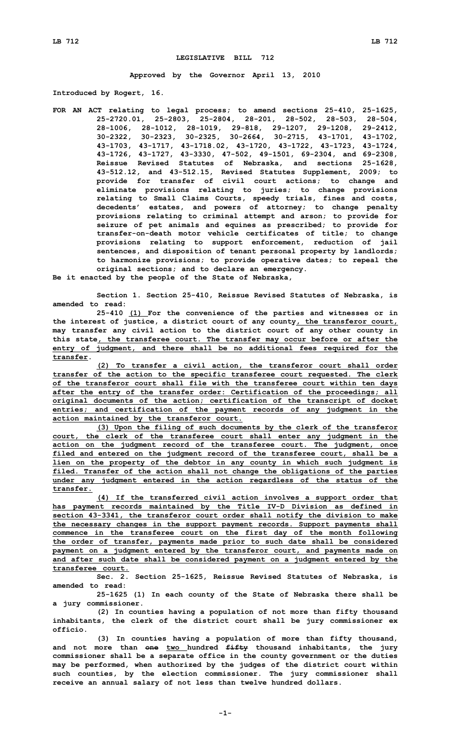**LEGISLATIVE BILL 712**

**Approved by the Governor April 13, 2010**

**Introduced by Rogert, 16.**

**FOR AN ACT relating to legal process; to amend sections 25-410, 25-1625, 25-2720.01, 25-2803, 25-2804, 28-201, 28-502, 28-503, 28-504, 28-1006, 28-1012, 28-1019, 29-818, 29-1207, 29-1208, 29-2412, 30-2322, 30-2323, 30-2325, 30-2664, 30-2715, 43-1701, 43-1702, 43-1703, 43-1717, 43-1718.02, 43-1720, 43-1722, 43-1723, 43-1724, 43-1726, 43-1727, 43-3330, 47-502, 49-1501, 69-2304, and 69-2308, Reissue Revised Statutes of Nebraska, and sections 25-1628, 43-512.12, and 43-512.15, Revised Statutes Supplement, 2009; to provide for transfer of civil court actions; to change and eliminate provisions relating to juries; to change provisions relating to Small Claims Courts, speedy trials, fines and costs, decedents' estates, and powers of attorney; to change penalty provisions relating to criminal attempt and arson; to provide for seizure of pet animals and equines as prescribed; to provide for transfer-on-death motor vehicle certificates of title; to change provisions relating to support enforcement, reduction of jail sentences, and disposition of tenant personal property by landlords; to harmonize provisions; to provide operative dates; to repeal the original sections; and to declare an emergency.**

**Be it enacted by the people of the State of Nebraska,**

**Section 1. Section 25-410, Reissue Revised Statutes of Nebraska, is amended to read:**

**25-410 (1) For the convenience of the parties and witnesses or in the interest of justice, a district court of any county, the transferor court, may transfer any civil action to the district court of any other county in this state, the transferee court. The transfer may occur before or after the entry of judgment, and there shall be no additional fees required for the transfer.**

**(2) To transfer a civil action, the transferor court shall order transfer of the action to the specific transferee court requested. The clerk of the transferor court shall file with the transferee court within ten days after the entry of the transfer order: Certification of the proceedings; all original documents of the action; certification of the transcript of docket entries; and certification of the payment records of any judgment in the action maintained by the transferor court.**

**(3) Upon the filing of such documents by the clerk of the transferor court, the clerk of the transferee court shall enter any judgment in the action on the judgment record of the transferee court. The judgment, once filed and entered on the judgment record of the transferee court, shall be a lien on the property of the debtor in any county in which such judgment is filed. Transfer of the action shall not change the obligations of the parties under any judgment entered in the action regardless of the status of the transfer.**

**(4) If the transferred civil action involves a support order that has payment records maintained by the Title IV-D Division as defined in section 43-3341, the transferor court order shall notify the division to make the necessary changes in the support payment records. Support payments shall commence in the transferee court on the first day of the month following the order of transfer, payments made prior to such date shall be considered payment on a judgment entered by the transferor court, and payments made on and after such date shall be considered payment on a judgment entered by the transferee court.**

**Sec. 2. Section 25-1625, Reissue Revised Statutes of Nebraska, is amended to read:**

**25-1625 (1) In each county of the State of Nebraska there shall be a jury commissioner.**

**(2) In counties having a population of not more than fifty thousand inhabitants, the clerk of the district court shall be jury commissioner ex officio.**

**(3) In counties having a population of more than fifty thousand, and not more than ~~one~~ two hundred ~~fifty~~ thousand inhabitants, the jury commissioner shall be a separate office in the county government or the duties may be performed, when authorized by the judges of the district court within such counties, by the election commissioner. The jury commissioner shall receive an annual salary of not less than twelve hundred dollars.**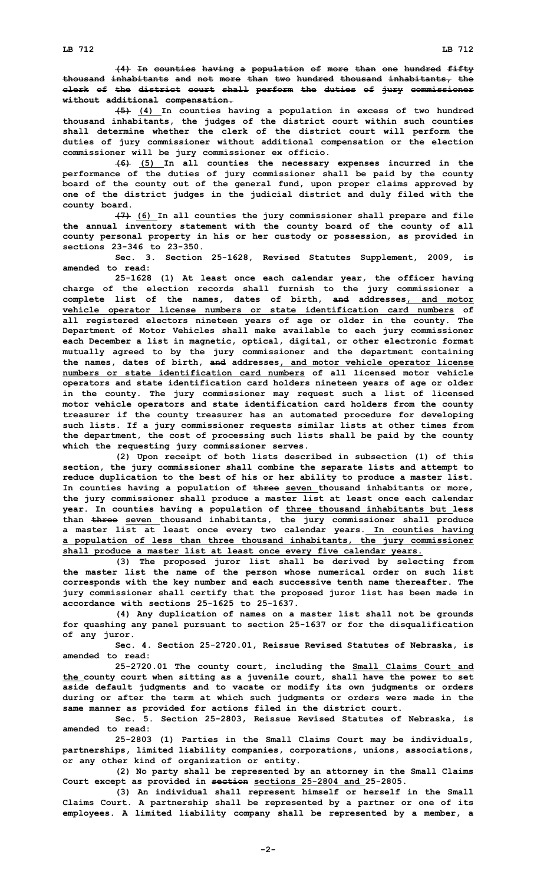(4) In counties having a population of more than one hundred fifty thousand inhabitants and not more than two hundred thousand inhabitants, the clerk of the district court shall perform the duties of jury commissioner without additional compensation.

(5) (4) In counties having a population in excess of two hundred thousand inhabitants, the judges of the district court within such counties shall determine whether the clerk of the district court will perform the duties of jury commissioner without additional compensation or the election commissioner will be jury commissioner ex officio.

(6) (5) In all counties the necessary expenses incurred in the performance of the duties of jury commissioner shall be paid by the county board of the county out of the general fund, upon proper claims approved by one of the district judges in the judicial district and duly filed with the county board.

(7) (6) In all counties the jury commissioner shall prepare and file the annual inventory statement with the county board of the county of all county personal property in his or her custody or possession, as provided in sections 23-346 to 23-350.

Sec. 3. Section 25-1628, Revised Statutes Supplement, 2009, is amended to read:

25-1628 (1) At least once each calendar year, the officer having charge of the election records shall furnish to the jury commissioner a complete list of the names, dates of birth, and addresses, and motor vehicle operator license numbers or state identification card numbers of all registered electors nineteen years of age or older in the county. The Department of Motor Vehicles shall make available to each jury commissioner each December a list in magnetic, optical, digital, or other electronic format mutually agreed to by the jury commissioner and the department containing the names, dates of birth, and addresses, and motor vehicle operator license numbers or state identification card numbers of all licensed motor vehicle operators and state identification card holders nineteen years of age or older in the county. The jury commissioner may request such a list of licensed motor vehicle operators and state identification card holders from the county treasurer if the county treasurer has an automated procedure for developing such lists. If a jury commissioner requests similar lists at other times from the department, the cost of processing such lists shall be paid by the county which the requesting jury commissioner serves.

(2) Upon receipt of both lists described in subsection (1) of this section, the jury commissioner shall combine the separate lists and attempt to reduce duplication to the best of his or her ability to produce a master list. In counties having a population of three seven thousand inhabitants or more, the jury commissioner shall produce a master list at least once each calendar year. In counties having a population of three thousand inhabitants but less than three seven thousand inhabitants, the jury commissioner shall produce a master list at least once every two calendar years. In counties having a population of less than three thousand inhabitants, the jury commissioner shall produce a master list at least once every five calendar years.

(3) The proposed juror list shall be derived by selecting from the master list the name of the person whose numerical order on such list corresponds with the key number and each successive tenth name thereafter. The jury commissioner shall certify that the proposed juror list has been made in accordance with sections 25-1625 to 25-1637.

(4) Any duplication of names on a master list shall not be grounds for quashing any panel pursuant to section 25-1637 or for the disqualification of any juror.

Sec. 4. Section 25-2720.01, Reissue Revised Statutes of Nebraska, is amended to read:

25-2720.01 The county court, including the Small Claims Court and the county court when sitting as a juvenile court, shall have the power to set aside default judgments and to vacate or modify its own judgments or orders during or after the term at which such judgments or orders were made in the same manner as provided for actions filed in the district court.

Sec. 5. Section 25-2803, Reissue Revised Statutes of Nebraska, is amended to read:

25-2803 (1) Parties in the Small Claims Court may be individuals, partnerships, limited liability companies, corporations, unions, associations, or any other kind of organization or entity.

(2) No party shall be represented by an attorney in the Small Claims Court except as provided in section sections 25-2804 and 25-2805.

(3) An individual shall represent himself or herself in the Small Claims Court. A partnership shall be represented by a partner or one of its employees. A limited liability company shall be represented by a member, a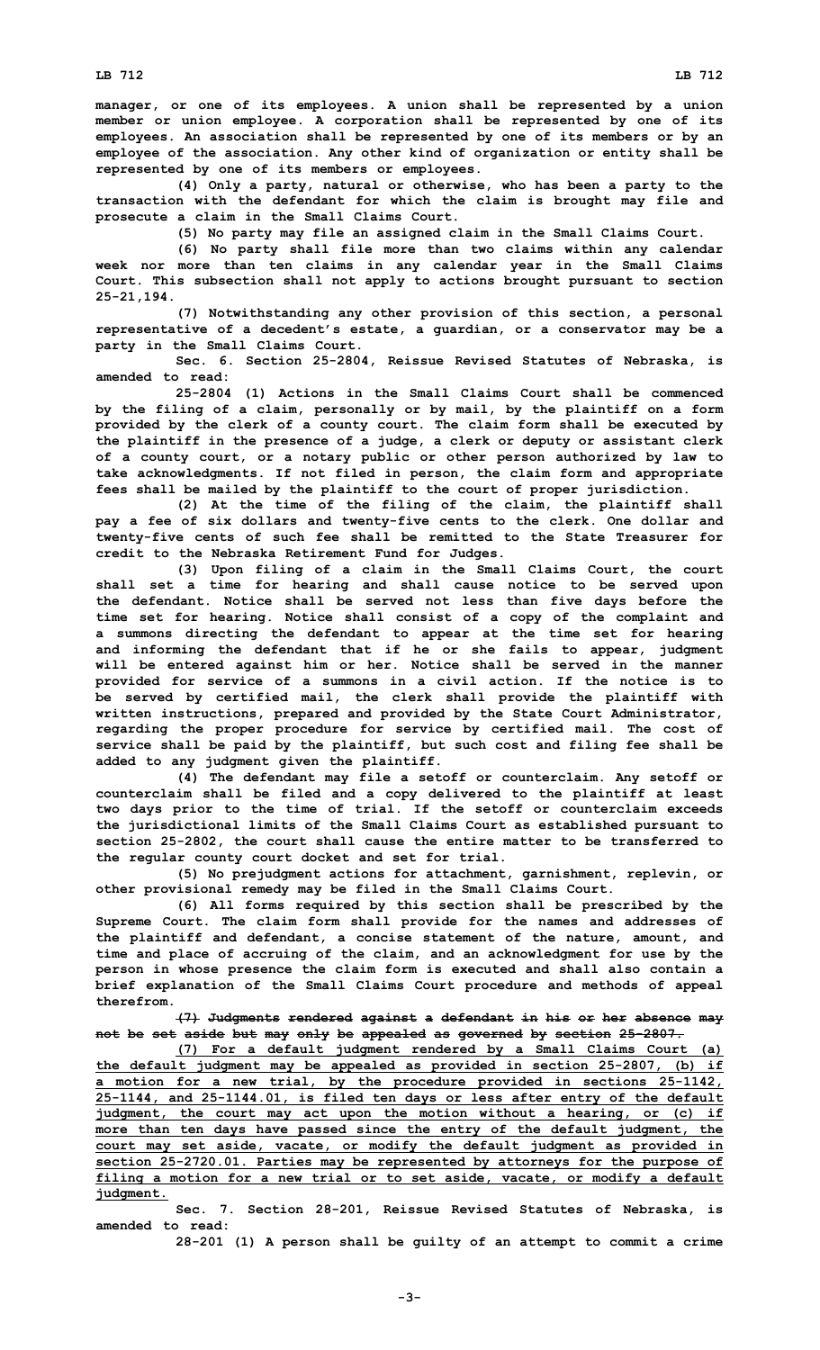**manager, or one of its employees. A union shall be represented by a union member or union employee. A corporation shall be represented by one of its employees. An association shall be represented by one of its members or by an employee of the association. Any other kind of organization or entity shall be represented by one of its members or employees.**

**(4) Only a party, natural or otherwise, who has been a party to the transaction with the defendant for which the claim is brought may file and prosecute a claim in the Small Claims Court.**

**(5) No party may file an assigned claim in the Small Claims Court.**

**(6) No party shall file more than two claims within any calendar week nor more than ten claims in any calendar year in the Small Claims Court. This subsection shall not apply to actions brought pursuant to section 25-21,194.**

**(7) Notwithstanding any other provision of this section, a personal representative of a decedent's estate, a guardian, or a conservator may be a party in the Small Claims Court.**

**Sec. 6. Section 25-2804, Reissue Revised Statutes of Nebraska, is amended to read:**

**25-2804 (1) Actions in the Small Claims Court shall be commenced by the filing of a claim, personally or by mail, by the plaintiff on a form provided by the clerk of a county court. The claim form shall be executed by the plaintiff in the presence of a judge, a clerk or deputy or assistant clerk of a county court, or a notary public or other person authorized by law to take acknowledgments. If not filed in person, the claim form and appropriate fees shall be mailed by the plaintiff to the court of proper jurisdiction.**

**(2) At the time of the filing of the claim, the plaintiff shall pay a fee of six dollars and twenty-five cents to the clerk. One dollar and twenty-five cents of such fee shall be remitted to the State Treasurer for credit to the Nebraska Retirement Fund for Judges.**

**(3) Upon filing of a claim in the Small Claims Court, the court shall set a time for hearing and shall cause notice to be served upon the defendant. Notice shall be served not less than five days before the time set for hearing. Notice shall consist of a copy of the complaint and a summons directing the defendant to appear at the time set for hearing and informing the defendant that if he or she fails to appear, judgment will be entered against him or her. Notice shall be served in the manner provided for service of a summons in a civil action. If the notice is to be served by certified mail, the clerk shall provide the plaintiff with written instructions, prepared and provided by the State Court Administrator, regarding the proper procedure for service by certified mail. The cost of service shall be paid by the plaintiff, but such cost and filing fee shall be added to any judgment given the plaintiff.**

**(4) The defendant may file a setoff or counterclaim. Any setoff or counterclaim shall be filed and a copy delivered to the plaintiff at least two days prior to the time of trial. If the setoff or counterclaim exceeds the jurisdictional limits of the Small Claims Court as established pursuant to section 25-2802, the court shall cause the entire matter to be transferred to the regular county court docket and set for trial.**

**(5) No prejudgment actions for attachment, garnishment, replevin, or other provisional remedy may be filed in the Small Claims Court.**

**(6) All forms required by this section shall be prescribed by the Supreme Court. The claim form shall provide for the names and addresses of the plaintiff and defendant, a concise statement of the nature, amount, and time and place of accruing of the claim, and an acknowledgment for use by the person in whose presence the claim form is executed and shall also contain a brief explanation of the Small Claims Court procedure and methods of appeal therefrom.**

**~~(7) Judgments rendered against a defendant in his or her absence may not be set aside but may only be appealed as governed by section 25-2807.~~**

**<u>(7) For a default judgment rendered by a Small Claims Court (a) the default judgment may be appealed as provided in section 25-2807, (b) if a motion for a new trial, by the procedure provided in sections 25-1142, 25-1144, and 25-1144.01, is filed ten days or less after entry of the default judgment, the court may act upon the motion without a hearing, or (c) if more than ten days have passed since the entry of the default judgment, the court may set aside, vacate, or modify the default judgment as provided in section 25-2720.01. Parties may be represented by attorneys for the purpose of filing a motion for a new trial or to set aside, vacate, or modify a default judgment.</u>**

**Sec. 7. Section 28-201, Reissue Revised Statutes of Nebraska, is amended to read:**

**28-201 (1) A person shall be guilty of an attempt to commit a crime**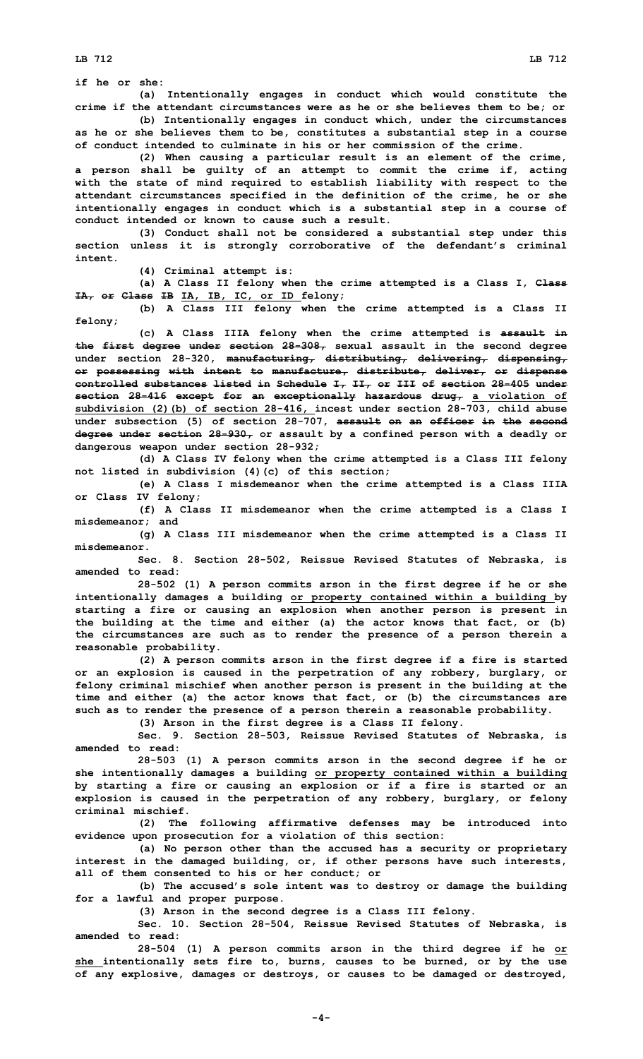**if he or she:**

**(a) Intentionally engages in conduct which would constitute the crime if the attendant circumstances were as he or she believes them to be; or**

**(b) Intentionally engages in conduct which, under the circumstances as he or she believes them to be, constitutes a substantial step in a course of conduct intended to culminate in his or her commission of the crime.**

**(2) When causing a particular result is an element of the crime, a person shall be guilty of an attempt to commit the crime if, acting with the state of mind required to establish liability with respect to the attendant circumstances specified in the definition of the crime, he or she intentionally engages in conduct which is a substantial step in a course of conduct intended or known to cause such a result.**

**(3) Conduct shall not be considered a substantial step under this section unless it is strongly corroborative of the defendant's criminal intent.**

**(4) Criminal attempt is:**

**(a) A Class II felony when the crime attempted is a Class I, ~~Class IA, or Class IB~~ IA, IB, IC, or ID felony;**

**(b) A Class III felony when the crime attempted is a Class II felony;**

**(c) A Class IIIA felony when the crime attempted is ~~assault in the first degree under section 28-308,~~ sexual assault in the second degree under section 28-320, ~~manufacturing, distributing, delivering, dispensing, or possessing with intent to manufacture, distribute, deliver, or dispense controlled substances listed in Schedule I, II, or III of section 28-405 under section 28-416 except for an exceptionally hazardous drug,~~ a violation of subdivision (2)(b) of section 28-416, incest under section 28-703, child abuse under subsection (5) of section 28-707, ~~assault on an officer in the second degree under section 28-930,~~ or assault by a confined person with a deadly or dangerous weapon under section 28-932;**

**(d) A Class IV felony when the crime attempted is a Class III felony not listed in subdivision (4)(c) of this section;**

**(e) A Class I misdemeanor when the crime attempted is a Class IIIA or Class IV felony;**

**(f) A Class II misdemeanor when the crime attempted is a Class I misdemeanor; and**

**(g) A Class III misdemeanor when the crime attempted is a Class II misdemeanor.**

**Sec. 8. Section 28-502, Reissue Revised Statutes of Nebraska, is amended to read:**

**28-502 (1) A person commits arson in the first degree if he or she intentionally damages a building or property contained within a building by starting a fire or causing an explosion when another person is present in the building at the time and either (a) the actor knows that fact, or (b) the circumstances are such as to render the presence of a person therein a reasonable probability.**

**(2) A person commits arson in the first degree if a fire is started or an explosion is caused in the perpetration of any robbery, burglary, or felony criminal mischief when another person is present in the building at the time and either (a) the actor knows that fact, or (b) the circumstances are such as to render the presence of a person therein a reasonable probability.**

**(3) Arson in the first degree is a Class II felony.**

**Sec. 9. Section 28-503, Reissue Revised Statutes of Nebraska, is amended to read:**

**28-503 (1) A person commits arson in the second degree if he or she intentionally damages a building or property contained within a building by starting a fire or causing an explosion or if a fire is started or an explosion is caused in the perpetration of any robbery, burglary, or felony criminal mischief.**

**(2) The following affirmative defenses may be introduced into evidence upon prosecution for a violation of this section:**

**(a) No person other than the accused has a security or proprietary interest in the damaged building, or, if other persons have such interests, all of them consented to his or her conduct; or**

**(b) The accused's sole intent was to destroy or damage the building for a lawful and proper purpose.**

**(3) Arson in the second degree is a Class III felony.**

**Sec. 10. Section 28-504, Reissue Revised Statutes of Nebraska, is amended to read:**

**28-504 (1) A person commits arson in the third degree if he or she intentionally sets fire to, burns, causes to be burned, or by the use of any explosive, damages or destroys, or causes to be damaged or destroyed,**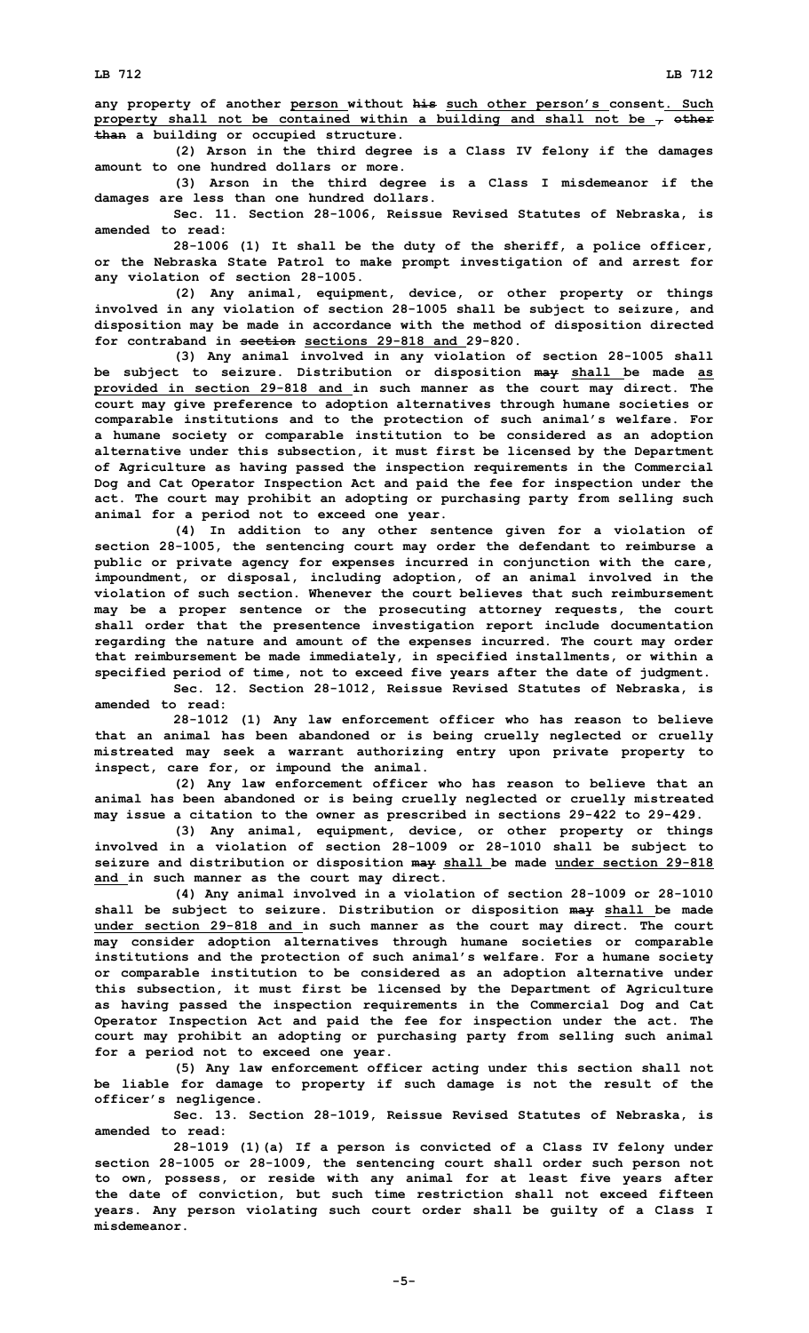**any property of another person without ~~his~~ such other person's consent. Such property shall not be contained within a building and shall not be ~~, other than~~ a building or occupied structure.**

**(2) Arson in the third degree is a Class IV felony if the damages amount to one hundred dollars or more.**

**(3) Arson in the third degree is a Class I misdemeanor if the damages are less than one hundred dollars.**

**Sec. 11. Section 28-1006, Reissue Revised Statutes of Nebraska, is amended to read:**

**28-1006 (1) It shall be the duty of the sheriff, a police officer, or the Nebraska State Patrol to make prompt investigation of and arrest for any violation of section 28-1005.**

**(2) Any animal, equipment, device, or other property or things involved in any violation of section 28-1005 shall be subject to seizure, and disposition may be made in accordance with the method of disposition directed for contraband in ~~section~~ sections 29-818 and 29-820.**

**(3) Any animal involved in any violation of section 28-1005 shall be subject to seizure. Distribution or disposition ~~may~~ shall be made as provided in section 29-818 and in such manner as the court may direct. The court may give preference to adoption alternatives through humane societies or comparable institutions and to the protection of such animal's welfare. For a humane society or comparable institution to be considered as an adoption alternative under this subsection, it must first be licensed by the Department of Agriculture as having passed the inspection requirements in the Commercial Dog and Cat Operator Inspection Act and paid the fee for inspection under the act. The court may prohibit an adopting or purchasing party from selling such animal for a period not to exceed one year.**

**(4) In addition to any other sentence given for a violation of section 28-1005, the sentencing court may order the defendant to reimburse a public or private agency for expenses incurred in conjunction with the care, impoundment, or disposal, including adoption, of an animal involved in the violation of such section. Whenever the court believes that such reimbursement may be a proper sentence or the prosecuting attorney requests, the court shall order that the presentence investigation report include documentation regarding the nature and amount of the expenses incurred. The court may order that reimbursement be made immediately, in specified installments, or within a specified period of time, not to exceed five years after the date of judgment.**

**Sec. 12. Section 28-1012, Reissue Revised Statutes of Nebraska, is amended to read:**

**28-1012 (1) Any law enforcement officer who has reason to believe that an animal has been abandoned or is being cruelly neglected or cruelly mistreated may seek a warrant authorizing entry upon private property to inspect, care for, or impound the animal.**

**(2) Any law enforcement officer who has reason to believe that an animal has been abandoned or is being cruelly neglected or cruelly mistreated may issue a citation to the owner as prescribed in sections 29-422 to 29-429.**

**(3) Any animal, equipment, device, or other property or things involved in a violation of section 28-1009 or 28-1010 shall be subject to seizure and distribution or disposition ~~may~~ shall be made under section 29-818 and in such manner as the court may direct.**

**(4) Any animal involved in a violation of section 28-1009 or 28-1010 shall be subject to seizure. Distribution or disposition ~~may~~ shall be made under section 29-818 and in such manner as the court may direct. The court may consider adoption alternatives through humane societies or comparable institutions and the protection of such animal's welfare. For a humane society or comparable institution to be considered as an adoption alternative under this subsection, it must first be licensed by the Department of Agriculture as having passed the inspection requirements in the Commercial Dog and Cat Operator Inspection Act and paid the fee for inspection under the act. The court may prohibit an adopting or purchasing party from selling such animal for a period not to exceed one year.**

**(5) Any law enforcement officer acting under this section shall not be liable for damage to property if such damage is not the result of the officer's negligence.**

**Sec. 13. Section 28-1019, Reissue Revised Statutes of Nebraska, is amended to read:**

**28-1019 (1)(a) If a person is convicted of a Class IV felony under section 28-1005 or 28-1009, the sentencing court shall order such person not to own, possess, or reside with any animal for at least five years after the date of conviction, but such time restriction shall not exceed fifteen years. Any person violating such court order shall be guilty of a Class I misdemeanor.**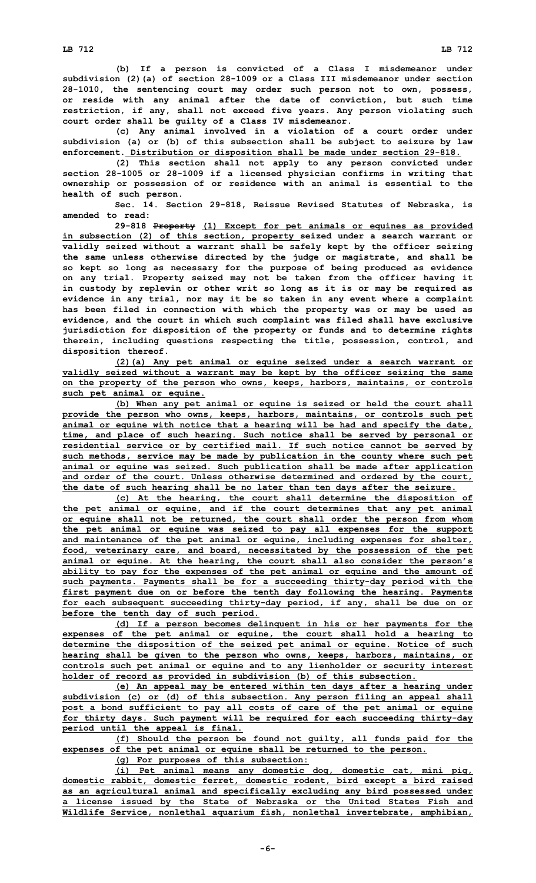(b) If a person is convicted of a Class I misdemeanor under subdivision (2)(a) of section 28-1009 or a Class III misdemeanor under section 28-1010, the sentencing court may order such person not to own, possess, or reside with any animal after the date of conviction, but such time restriction, if any, shall not exceed five years. Any person violating such court order shall be guilty of a Class IV misdemeanor.

(c) Any animal involved in a violation of a court order under subdivision (a) or (b) of this subsection shall be subject to seizure by law enforcement. Distribution or disposition shall be made under section 29-818.

(2) This section shall not apply to any person convicted under section 28-1005 or 28-1009 if a licensed physician confirms in writing that ownership or possession of or residence with an animal is essential to the health of such person.

Sec. 14. Section 29-818, Reissue Revised Statutes of Nebraska, is amended to read:

29-818 ~~Property~~ (1) Except for pet animals or equines as provided in subsection (2) of this section, property seized under a search warrant or validly seized without a warrant shall be safely kept by the officer seizing the same unless otherwise directed by the judge or magistrate, and shall be so kept so long as necessary for the purpose of being produced as evidence on any trial. Property seized may not be taken from the officer having it in custody by replevin or other writ so long as it is or may be required as evidence in any trial, nor may it be so taken in any event where a complaint has been filed in connection with which the property was or may be used as evidence, and the court in which such complaint was filed shall have exclusive jurisdiction for disposition of the property or funds and to determine rights therein, including questions respecting the title, possession, control, and disposition thereof.

(2)(a) Any pet animal or equine seized under a search warrant or validly seized without a warrant may be kept by the officer seizing the same on the property of the person who owns, keeps, harbors, maintains, or controls such pet animal or equine.

(b) When any pet animal or equine is seized or held the court shall provide the person who owns, keeps, harbors, maintains, or controls such pet animal or equine with notice that a hearing will be had and specify the date, time, and place of such hearing. Such notice shall be served by personal or residential service or by certified mail. If such notice cannot be served by such methods, service may be made by publication in the county where such pet animal or equine was seized. Such publication shall be made after application and order of the court. Unless otherwise determined and ordered by the court, the date of such hearing shall be no later than ten days after the seizure.

(c) At the hearing, the court shall determine the disposition of the pet animal or equine, and if the court determines that any pet animal or equine shall not be returned, the court shall order the person from whom the pet animal or equine was seized to pay all expenses for the support and maintenance of the pet animal or equine, including expenses for shelter, food, veterinary care, and board, necessitated by the possession of the pet animal or equine. At the hearing, the court shall also consider the person's ability to pay for the expenses of the pet animal or equine and the amount of such payments. Payments shall be for a succeeding thirty-day period with the first payment due on or before the tenth day following the hearing. Payments for each subsequent succeeding thirty-day period, if any, shall be due on or before the tenth day of such period.

(d) If a person becomes delinquent in his or her payments for the expenses of the pet animal or equine, the court shall hold a hearing to determine the disposition of the seized pet animal or equine. Notice of such hearing shall be given to the person who owns, keeps, harbors, maintains, or controls such pet animal or equine and to any lienholder or security interest holder of record as provided in subdivision (b) of this subsection.

(e) An appeal may be entered within ten days after a hearing under subdivision (c) or (d) of this subsection. Any person filing an appeal shall post a bond sufficient to pay all costs of care of the pet animal or equine for thirty days. Such payment will be required for each succeeding thirty-day period until the appeal is final.

(f) Should the person be found not guilty, all funds paid for the expenses of the pet animal or equine shall be returned to the person.

(g) For purposes of this subsection:

(i) Pet animal means any domestic dog, domestic cat, mini pig, domestic rabbit, domestic ferret, domestic rodent, bird except a bird raised as an agricultural animal and specifically excluding any bird possessed under a license issued by the State of Nebraska or the United States Fish and Wildlife Service, nonlethal aquarium fish, nonlethal invertebrate, amphibian,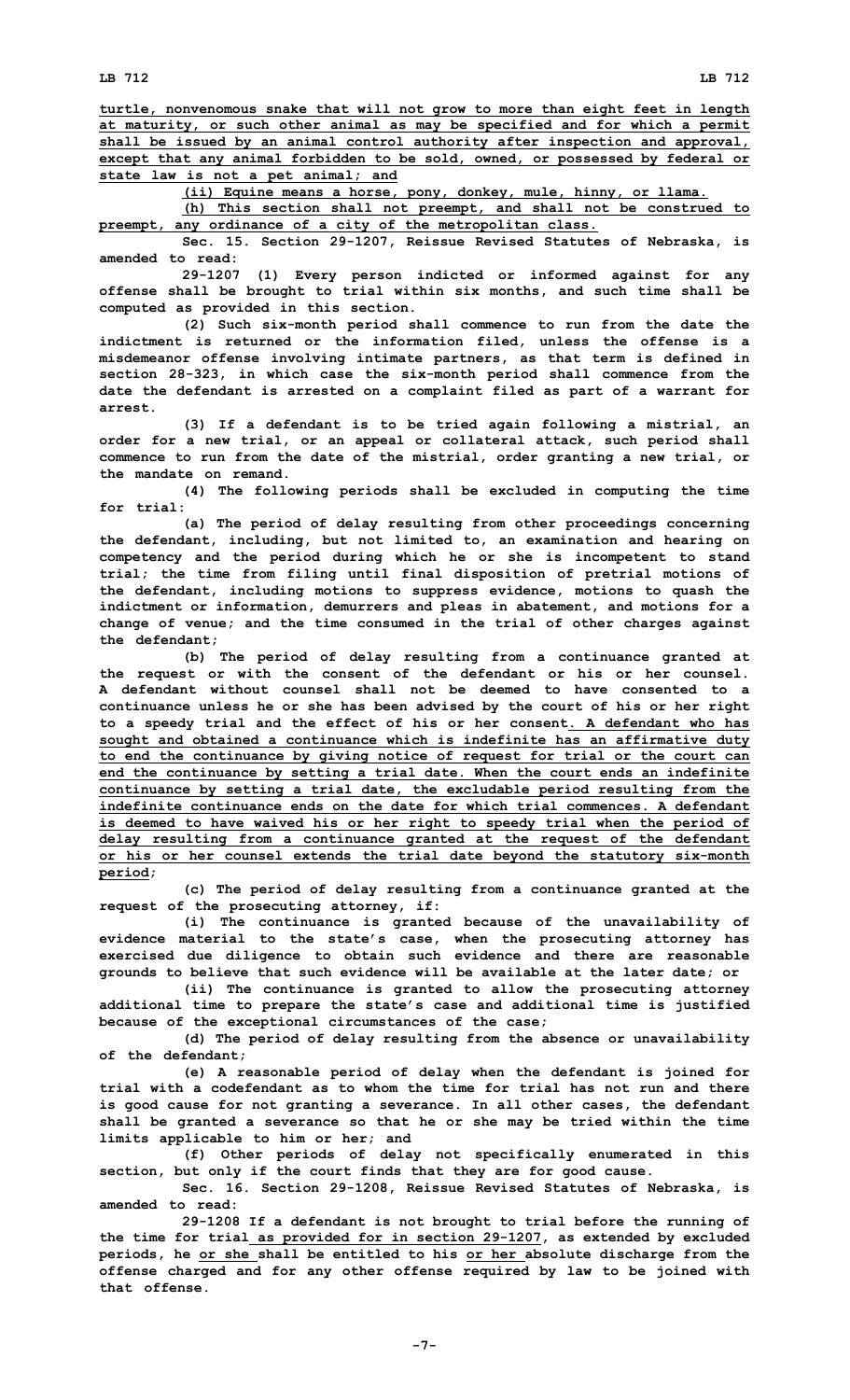turtle, nonvenomous snake that will not grow to more than eight feet in length at maturity, or such other animal as may be specified and for which a permit shall be issued by an animal control authority after inspection and approval, except that any animal forbidden to be sold, owned, or possessed by federal or state law is not a pet animal; and

(ii) Equine means a horse, pony, donkey, mule, hinny, or llama.

(h) This section shall not preempt, and shall not be construed to preempt, any ordinance of a city of the metropolitan class.

Sec. 15. Section 29-1207, Reissue Revised Statutes of Nebraska, is amended to read:

29-1207 (1) Every person indicted or informed against for any offense shall be brought to trial within six months, and such time shall be computed as provided in this section.

(2) Such six-month period shall commence to run from the date the indictment is returned or the information filed, unless the offense is a misdemeanor offense involving intimate partners, as that term is defined in section 28-323, in which case the six-month period shall commence from the date the defendant is arrested on a complaint filed as part of a warrant for arrest.

(3) If a defendant is to be tried again following a mistrial, an order for a new trial, or an appeal or collateral attack, such period shall commence to run from the date of the mistrial, order granting a new trial, or the mandate on remand.

(4) The following periods shall be excluded in computing the time for trial:

(a) The period of delay resulting from other proceedings concerning the defendant, including, but not limited to, an examination and hearing on competency and the period during which he or she is incompetent to stand trial; the time from filing until final disposition of pretrial motions of the defendant, including motions to suppress evidence, motions to quash the indictment or information, demurrers and pleas in abatement, and motions for a change of venue; and the time consumed in the trial of other charges against the defendant;

(b) The period of delay resulting from a continuance granted at the request or with the consent of the defendant or his or her counsel. A defendant without counsel shall not be deemed to have consented to a continuance unless he or she has been advised by the court of his or her right to a speedy trial and the effect of his or her consent. A defendant who has sought and obtained a continuance which is indefinite has an affirmative duty to end the continuance by giving notice of request for trial or the court can end the continuance by setting a trial date. When the court ends an indefinite continuance by setting a trial date, the excludable period resulting from the indefinite continuance ends on the date for which trial commences. A defendant is deemed to have waived his or her right to speedy trial when the period of delay resulting from a continuance granted at the request of the defendant or his or her counsel extends the trial date beyond the statutory six-month period;

(c) The period of delay resulting from a continuance granted at the request of the prosecuting attorney, if:

(i) The continuance is granted because of the unavailability of evidence material to the state's case, when the prosecuting attorney has exercised due diligence to obtain such evidence and there are reasonable grounds to believe that such evidence will be available at the later date; or

(ii) The continuance is granted to allow the prosecuting attorney additional time to prepare the state's case and additional time is justified because of the exceptional circumstances of the case;

(d) The period of delay resulting from the absence or unavailability of the defendant;

(e) A reasonable period of delay when the defendant is joined for trial with a codefendant as to whom the time for trial has not run and there is good cause for not granting a severance. In all other cases, the defendant shall be granted a severance so that he or she may be tried within the time limits applicable to him or her; and

(f) Other periods of delay not specifically enumerated in this section, but only if the court finds that they are for good cause.

Sec. 16. Section 29-1208, Reissue Revised Statutes of Nebraska, is amended to read:

29-1208 If a defendant is not brought to trial before the running of the time for trial as provided for in section 29-1207, as extended by excluded periods, he or she shall be entitled to his or her absolute discharge from the offense charged and for any other offense required by law to be joined with that offense.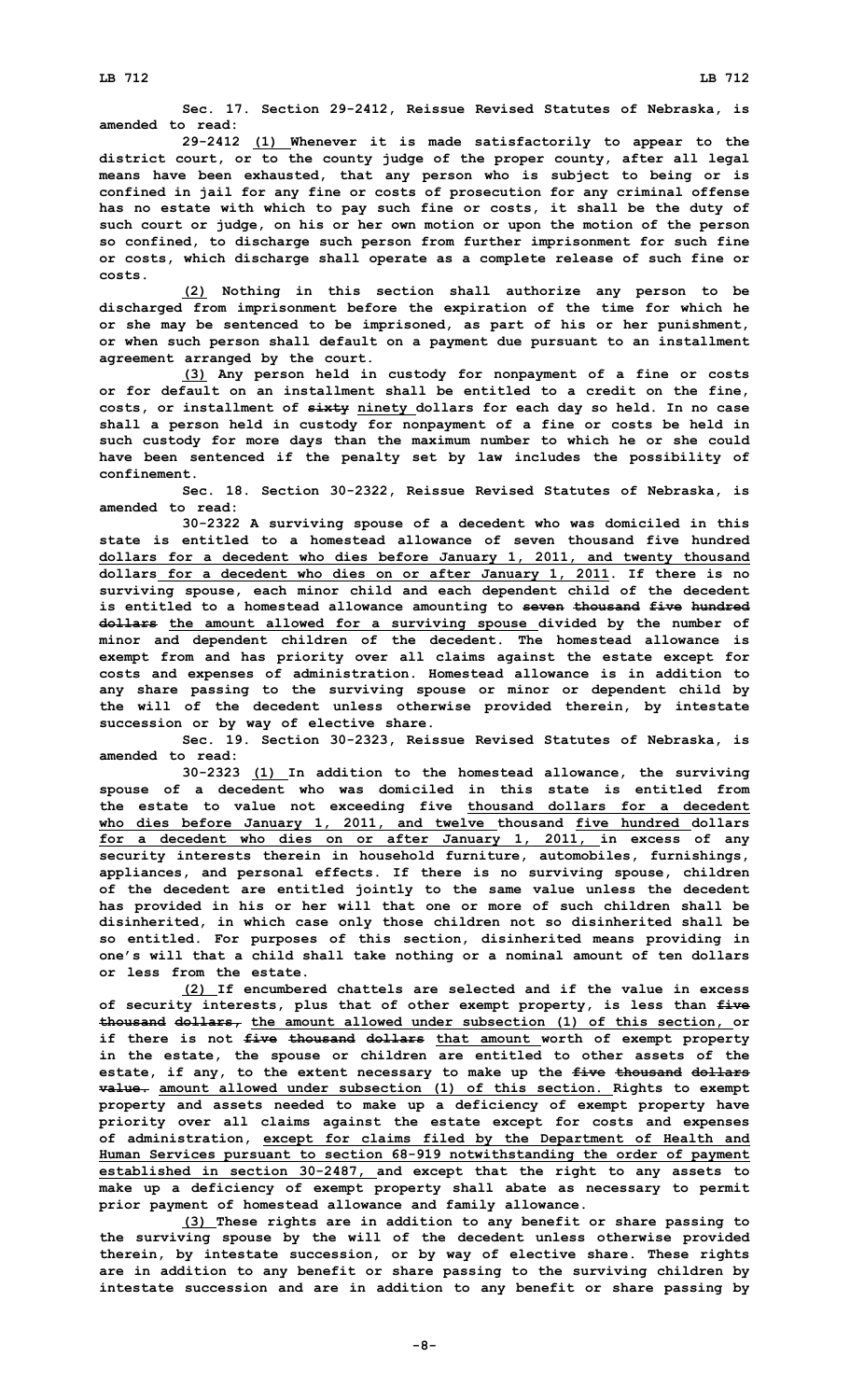Sec. 17. Section 29-2412, Reissue Revised Statutes of Nebraska, is amended to read:

29-2412 (1) Whenever it is made satisfactorily to appear to the district court, or to the county judge of the proper county, after all legal means have been exhausted, that any person who is subject to being or is confined in jail for any fine or costs of prosecution for any criminal offense has no estate with which to pay such fine or costs, it shall be the duty of such court or judge, on his or her own motion or upon the motion of the person so confined, to discharge such person from further imprisonment for such fine or costs, which discharge shall operate as a complete release of such fine or costs.

(2) Nothing in this section shall authorize any person to be discharged from imprisonment before the expiration of the time for which he or she may be sentenced to be imprisoned, as part of his or her punishment, or when such person shall default on a payment due pursuant to an installment agreement arranged by the court.

(3) Any person held in custody for nonpayment of a fine or costs or for default on an installment shall be entitled to a credit on the fine, costs, or installment of ~~sixty~~ ninety dollars for each day so held. In no case shall a person held in custody for nonpayment of a fine or costs be held in such custody for more days than the maximum number to which he or she could have been sentenced if the penalty set by law includes the possibility of confinement.

Sec. 18. Section 30-2322, Reissue Revised Statutes of Nebraska, is amended to read:

30-2322 A surviving spouse of a decedent who was domiciled in this state is entitled to a homestead allowance of seven thousand five hundred dollars for a decedent who dies before January 1, 2011, and twenty thousand dollars for a decedent who dies on or after January 1, 2011. If there is no surviving spouse, each minor child and each dependent child of the decedent is entitled to a homestead allowance amounting to ~~seven thousand five hundred dollars~~ the amount allowed for a surviving spouse divided by the number of minor and dependent children of the decedent. The homestead allowance is exempt from and has priority over all claims against the estate except for costs and expenses of administration. Homestead allowance is in addition to any share passing to the surviving spouse or minor or dependent child by the will of the decedent unless otherwise provided therein, by intestate succession or by way of elective share.

Sec. 19. Section 30-2323, Reissue Revised Statutes of Nebraska, is amended to read:

30-2323 (1) In addition to the homestead allowance, the surviving spouse of a decedent who was domiciled in this state is entitled from the estate to value not exceeding five thousand dollars for a decedent who dies before January 1, 2011, and twelve thousand five hundred dollars for a decedent who dies on or after January 1, 2011, in excess of any security interests therein in household furniture, automobiles, furnishings, appliances, and personal effects. If there is no surviving spouse, children of the decedent are entitled jointly to the same value unless the decedent has provided in his or her will that one or more of such children shall be disinherited, in which case only those children not so disinherited shall be so entitled. For purposes of this section, disinherited means providing in one's will that a child shall take nothing or a nominal amount of ten dollars or less from the estate.

(2) If encumbered chattels are selected and if the value in excess of security interests, plus that of other exempt property, is less than ~~five thousand dollars,~~ the amount allowed under subsection (1) of this section, or if there is not ~~five thousand dollars~~ that amount worth of exempt property in the estate, the spouse or children are entitled to other assets of the estate, if any, to the extent necessary to make up the ~~five thousand dollars value.~~ amount allowed under subsection (1) of this section. Rights to exempt property and assets needed to make up a deficiency of exempt property have priority over all claims against the estate except for costs and expenses of administration, except for claims filed by the Department of Health and Human Services pursuant to section 68-919 notwithstanding the order of payment established in section 30-2487, and except that the right to any assets to make up a deficiency of exempt property shall abate as necessary to permit prior payment of homestead allowance and family allowance.

(3) These rights are in addition to any benefit or share passing to the surviving spouse by the will of the decedent unless otherwise provided therein, by intestate succession, or by way of elective share. These rights are in addition to any benefit or share passing to the surviving children by intestate succession and are in addition to any benefit or share passing by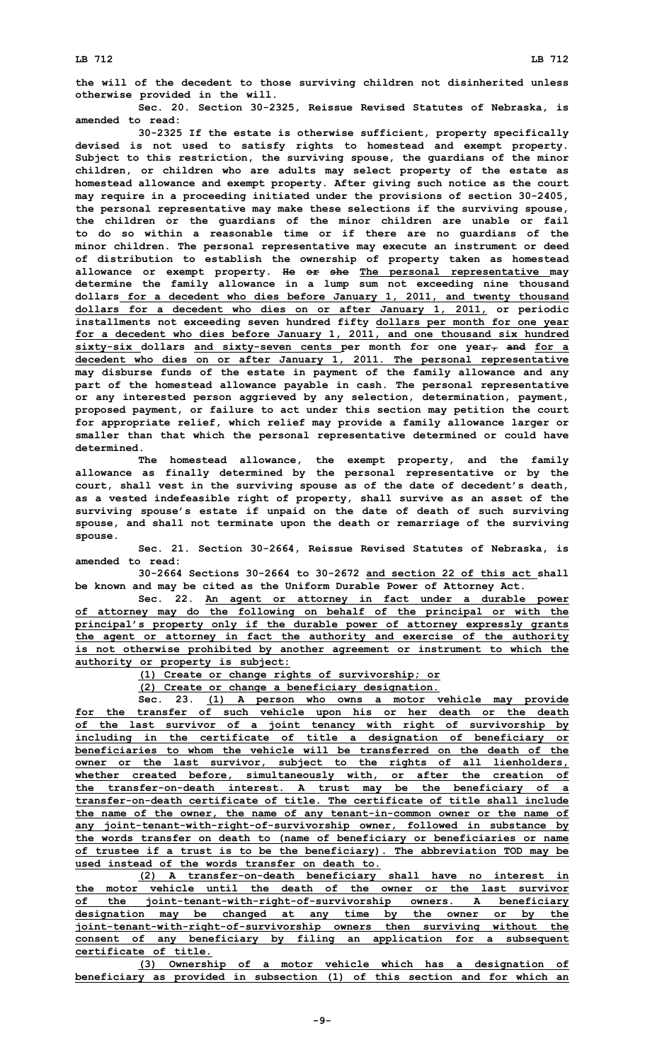the will of the decedent to those surviving children not disinherited unless otherwise provided in the will.

Sec. 20. Section 30-2325, Reissue Revised Statutes of Nebraska, is amended to read:

30-2325 If the estate is otherwise sufficient, property specifically devised is not used to satisfy rights to homestead and exempt property. Subject to this restriction, the surviving spouse, the guardians of the minor children, or children who are adults may select property of the estate as homestead allowance and exempt property. After giving such notice as the court may require in a proceeding initiated under the provisions of section 30-2405, the personal representative may make these selections if the surviving spouse, the children or the guardians of the minor children are unable or fail to do so within a reasonable time or if there are no guardians of the minor children. The personal representative may execute an instrument or deed of distribution to establish the ownership of property taken as homestead allowance or exempt property. ~~He or she~~ <u>The personal representative</u> may determine the family allowance in a lump sum not exceeding nine thousand dollars <u>for a decedent who dies before January 1, 2011, and twenty thousand dollars for a decedent who dies on or after January 1, 2011,</u> or periodic installments not exceeding seven hundred fifty <u>dollars per month for one year for a decedent who dies before January 1, 2011, and one thousand six hundred sixty-six</u> dollars <u>and sixty-seven cents</u> per month for one year~~, and~~ <u>for a decedent who dies on or after January 1, 2011. The personal representative</u> may disburse funds of the estate in payment of the family allowance and any part of the homestead allowance payable in cash. The personal representative or any interested person aggrieved by any selection, determination, payment, proposed payment, or failure to act under this section may petition the court for appropriate relief, which relief may provide a family allowance larger or smaller than that which the personal representative determined or could have determined.

The homestead allowance, the exempt property, and the family allowance as finally determined by the personal representative or by the court, shall vest in the surviving spouse as of the date of decedent's death, as a vested indefeasible right of property, shall survive as an asset of the surviving spouse's estate if unpaid on the date of death of such surviving spouse, and shall not terminate upon the death or remarriage of the surviving spouse.

Sec. 21. Section 30-2664, Reissue Revised Statutes of Nebraska, is amended to read:

30-2664 Sections 30-2664 to 30-2672 <u>and section 22 of this act</u> shall be known and may be cited as the Uniform Durable Power of Attorney Act.

Sec. 22. <u>An agent or attorney in fact under a durable power of attorney may do the following on behalf of the principal or with the principal's property only if the durable power of attorney expressly grants the agent or attorney in fact the authority and exercise of the authority is not otherwise prohibited by another agreement or instrument to which the authority or property is subject:</u>

<u>(1) Create or change rights of survivorship; or</u>

<u>(2) Create or change a beneficiary designation.</u>

Sec. 23. <u>(1) A person who owns a motor vehicle may provide for the transfer of such vehicle upon his or her death or the death of the last survivor of a joint tenancy with right of survivorship by including in the certificate of title a designation of beneficiary or beneficiaries to whom the vehicle will be transferred on the death of the owner or the last survivor, subject to the rights of all lienholders, whether created before, simultaneously with, or after the creation of the transfer-on-death interest. A trust may be the beneficiary of a transfer-on-death certificate of title. The certificate of title shall include the name of the owner, the name of any tenant-in-common owner or the name of any joint-tenant-with-right-of-survivorship owner, followed in substance by the words transfer on death to (name of beneficiary or beneficiaries or name of trustee if a trust is to be the beneficiary). The abbreviation TOD may be used instead of the words transfer on death to.</u>

<u>(2) A transfer-on-death beneficiary shall have no interest in the motor vehicle until the death of the owner or the last survivor of the joint-tenant-with-right-of-survivorship owners. A beneficiary designation may be changed at any time by the owner or by the joint-tenant-with-right-of-survivorship owners then surviving without the consent of any beneficiary by filing an application for a subsequent certificate of title.</u>

<u>(3) Ownership of a motor vehicle which has a designation of beneficiary as provided in subsection (1) of this section and for which an</u>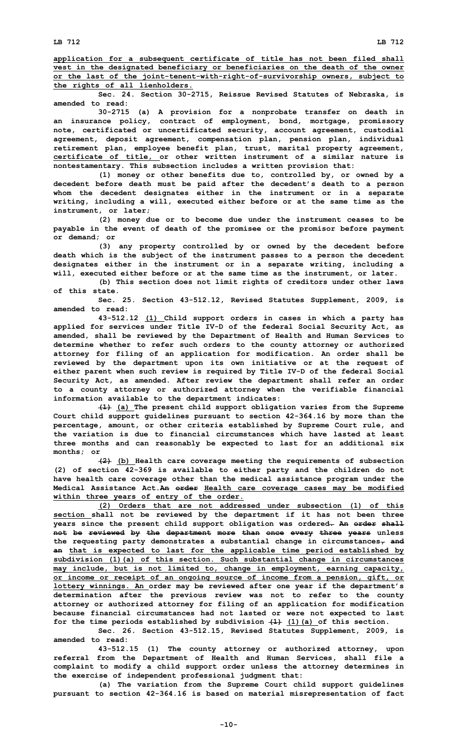application for a subsequent certificate of title has not been filed shall vest in the designated beneficiary or beneficiaries on the death of the owner or the last of the joint-tenent-with-right-of-survivorship owners, subject to the rights of all lienholders.

Sec. 24. Section 30-2715, Reissue Revised Statutes of Nebraska, is amended to read:

30-2715 (a) A provision for a nonprobate transfer on death in an insurance policy, contract of employment, bond, mortgage, promissory note, certificated or uncertificated security, account agreement, custodial agreement, deposit agreement, compensation plan, pension plan, individual retirement plan, employee benefit plan, trust, marital property agreement, certificate of title, or other written instrument of a similar nature is nontestamentary. This subsection includes a written provision that:

(1) money or other benefits due to, controlled by, or owned by a decedent before death must be paid after the decedent's death to a person whom the decedent designates either in the instrument or in a separate writing, including a will, executed either before or at the same time as the instrument, or later;

(2) money due or to become due under the instrument ceases to be payable in the event of death of the promisee or the promisor before payment or demand; or

(3) any property controlled by or owned by the decedent before death which is the subject of the instrument passes to a person the decedent designates either in the instrument or in a separate writing, including a will, executed either before or at the same time as the instrument, or later.

(b) This section does not limit rights of creditors under other laws of this state.

Sec. 25. Section 43-512.12, Revised Statutes Supplement, 2009, is amended to read:

43-512.12 (1) Child support orders in cases in which a party has applied for services under Title IV-D of the federal Social Security Act, as amended, shall be reviewed by the Department of Health and Human Services to determine whether to refer such orders to the county attorney or authorized attorney for filing of an application for modification. An order shall be reviewed by the department upon its own initiative or at the request of either parent when such review is required by Title IV-D of the federal Social Security Act, as amended. After review the department shall refer an order to a county attorney or authorized attorney when the verifiable financial information available to the department indicates:

~~(1)~~ (a) The present child support obligation varies from the Supreme Court child support guidelines pursuant to section 42-364.16 by more than the percentage, amount, or other criteria established by Supreme Court rule, and the variation is due to financial circumstances which have lasted at least three months and can reasonably be expected to last for an additional six months; or

~~(2)~~ (b) Health care coverage meeting the requirements of subsection (2) of section 42-369 is available to either party and the children do not have health care coverage other than the medical assistance program under the Medical Assistance Act.~~An order~~ Health care coverage cases may be modified within three years of entry of the order.

(2) Orders that are not addressed under subsection (1) of this section shall not be reviewed by the department if it has not been three years since the present child support obligation was ordered~~. An order shall not be reviewed by the department more than once every three years~~ unless the requesting party demonstrates a substantial change in circumstances~~, and an~~ that is expected to last for the applicable time period established by subdivision (1)(a) of this section. Such substantial change in circumstances may include, but is not limited to, change in employment, earning capacity, or income or receipt of an ongoing source of income from a pension, gift, or lottery winnings. An order may be reviewed after one year if the department's determination after the previous review was not to refer to the county attorney or authorized attorney for filing of an application for modification because financial circumstances had not lasted or were not expected to last for the time periods established by subdivision ~~(1)~~ (1)(a) of this section.

Sec. 26. Section 43-512.15, Revised Statutes Supplement, 2009, is amended to read:

43-512.15 (1) The county attorney or authorized attorney, upon referral from the Department of Health and Human Services, shall file a complaint to modify a child support order unless the attorney determines in the exercise of independent professional judgment that:

(a) The variation from the Supreme Court child support guidelines pursuant to section 42-364.16 is based on material misrepresentation of fact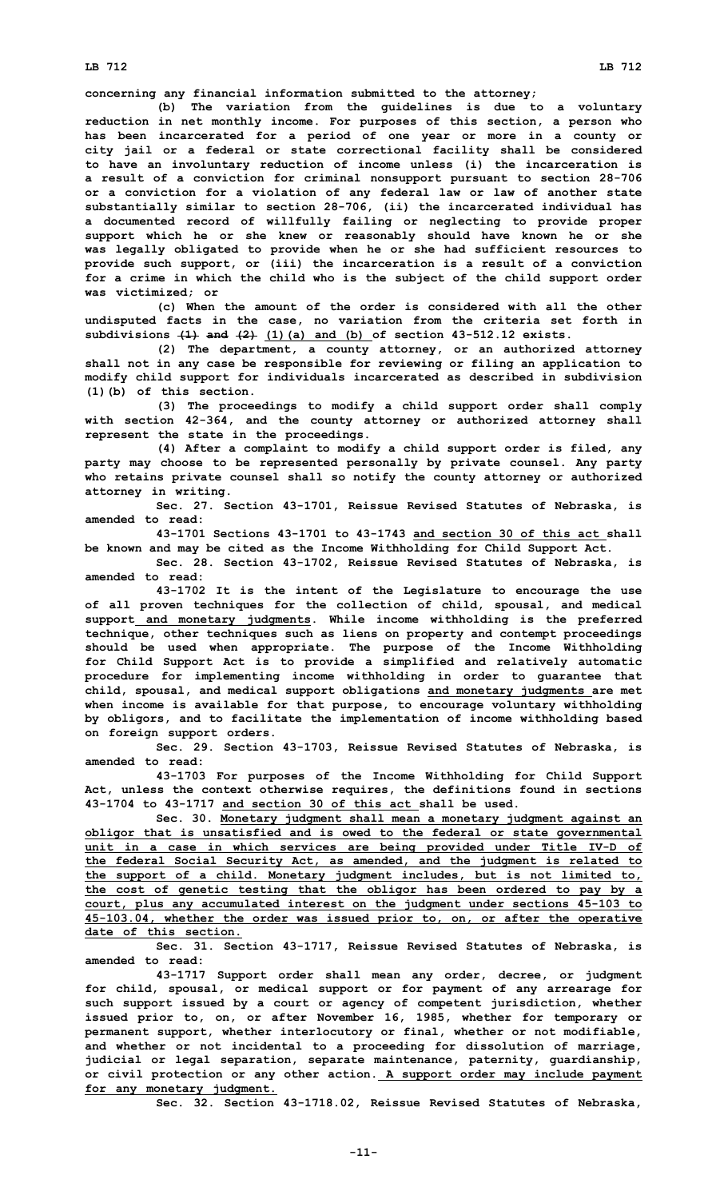**concerning any financial information submitted to the attorney;**

**(b) The variation from the guidelines is due to a voluntary reduction in net monthly income. For purposes of this section, a person who has been incarcerated for a period of one year or more in a county or city jail or a federal or state correctional facility shall be considered to have an involuntary reduction of income unless (i) the incarceration is a result of a conviction for criminal nonsupport pursuant to section 28-706 or a conviction for a violation of any federal law or law of another state substantially similar to section 28-706, (ii) the incarcerated individual has a documented record of willfully failing or neglecting to provide proper support which he or she knew or reasonably should have known he or she was legally obligated to provide when he or she had sufficient resources to provide such support, or (iii) the incarceration is a result of a conviction for a crime in which the child who is the subject of the child support order was victimized; or**

**(c) When the amount of the order is considered with all the other undisputed facts in the case, no variation from the criteria set forth in subdivisions ~~(1) and (2)~~ (1)(a) and (b) of section 43-512.12 exists.**

**(2) The department, a county attorney, or an authorized attorney shall not in any case be responsible for reviewing or filing an application to modify child support for individuals incarcerated as described in subdivision (1)(b) of this section.**

**(3) The proceedings to modify a child support order shall comply with section 42-364, and the county attorney or authorized attorney shall represent the state in the proceedings.**

**(4) After a complaint to modify a child support order is filed, any party may choose to be represented personally by private counsel. Any party who retains private counsel shall so notify the county attorney or authorized attorney in writing.**

**Sec. 27. Section 43-1701, Reissue Revised Statutes of Nebraska, is amended to read:**

**43-1701 Sections 43-1701 to 43-1743 and section 30 of this act shall be known and may be cited as the Income Withholding for Child Support Act.**

**Sec. 28. Section 43-1702, Reissue Revised Statutes of Nebraska, is amended to read:**

**43-1702 It is the intent of the Legislature to encourage the use of all proven techniques for the collection of child, spousal, and medical support and monetary judgments. While income withholding is the preferred technique, other techniques such as liens on property and contempt proceedings should be used when appropriate. The purpose of the Income Withholding for Child Support Act is to provide a simplified and relatively automatic procedure for implementing income withholding in order to guarantee that child, spousal, and medical support obligations and monetary judgments are met when income is available for that purpose, to encourage voluntary withholding by obligors, and to facilitate the implementation of income withholding based on foreign support orders.**

**Sec. 29. Section 43-1703, Reissue Revised Statutes of Nebraska, is amended to read:**

**43-1703 For purposes of the Income Withholding for Child Support Act, unless the context otherwise requires, the definitions found in sections 43-1704 to 43-1717 and section 30 of this act shall be used.**

**Sec. 30. Monetary judgment shall mean a monetary judgment against an obligor that is unsatisfied and is owed to the federal or state governmental unit in a case in which services are being provided under Title IV-D of the federal Social Security Act, as amended, and the judgment is related to the support of a child. Monetary judgment includes, but is not limited to, the cost of genetic testing that the obligor has been ordered to pay by a court, plus any accumulated interest on the judgment under sections 45-103 to 45-103.04, whether the order was issued prior to, on, or after the operative date of this section.**

**Sec. 31. Section 43-1717, Reissue Revised Statutes of Nebraska, is amended to read:**

**43-1717 Support order shall mean any order, decree, or judgment for child, spousal, or medical support or for payment of any arrearage for such support issued by a court or agency of competent jurisdiction, whether issued prior to, on, or after November 16, 1985, whether for temporary or permanent support, whether interlocutory or final, whether or not modifiable, and whether or not incidental to a proceeding for dissolution of marriage, judicial or legal separation, separate maintenance, paternity, guardianship, or civil protection or any other action. A support order may include payment for any monetary judgment.**

**Sec. 32. Section 43-1718.02, Reissue Revised Statutes of Nebraska,**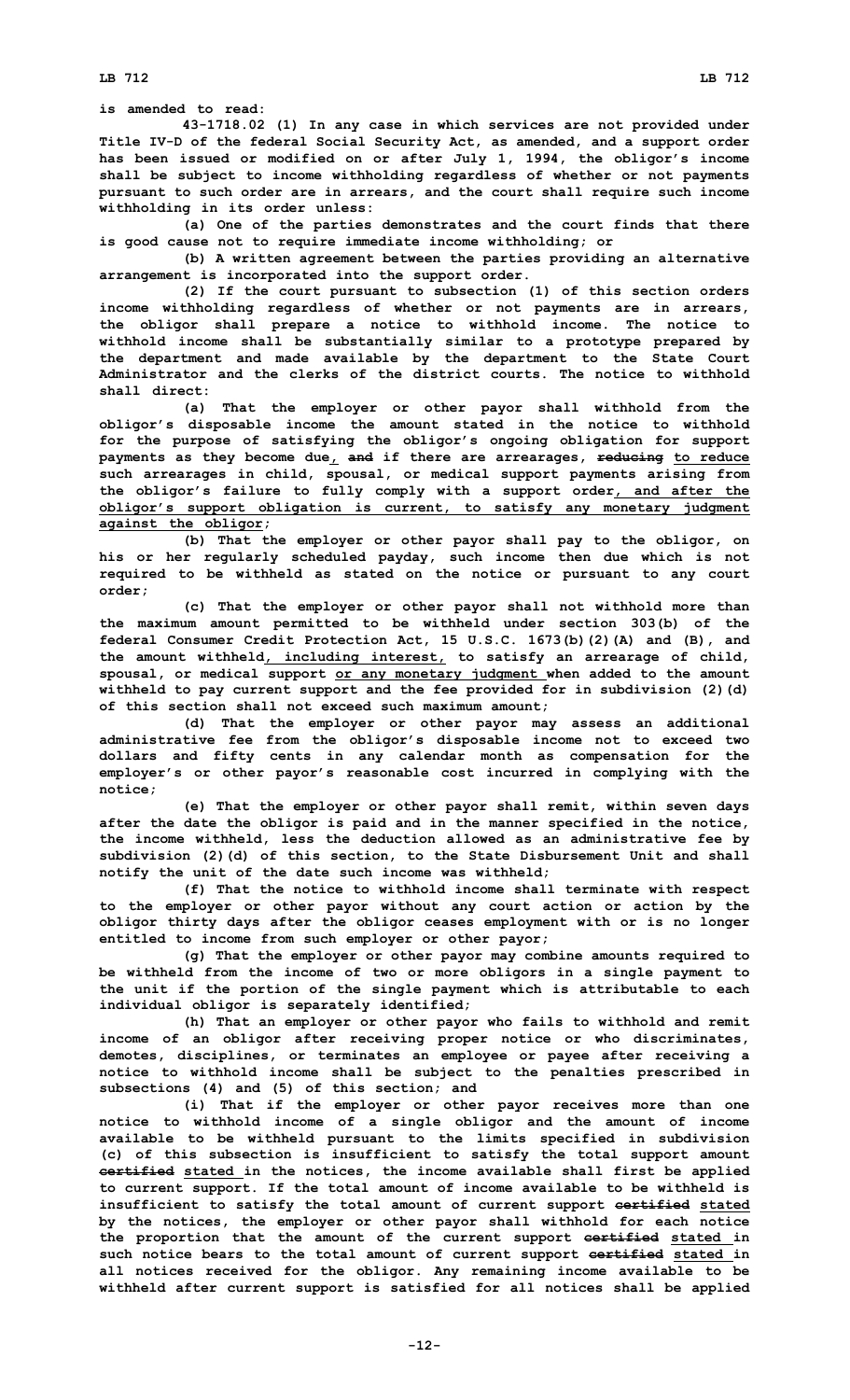is amended to read:

43-1718.02 (1) In any case in which services are not provided under Title IV-D of the federal Social Security Act, as amended, and a support order has been issued or modified on or after July 1, 1994, the obligor's income shall be subject to income withholding regardless of whether or not payments pursuant to such order are in arrears, and the court shall require such income withholding in its order unless:

(a) One of the parties demonstrates and the court finds that there is good cause not to require immediate income withholding; or

(b) A written agreement between the parties providing an alternative arrangement is incorporated into the support order.

(2) If the court pursuant to subsection (1) of this section orders income withholding regardless of whether or not payments are in arrears, the obligor shall prepare a notice to withhold income. The notice to withhold income shall be substantially similar to a prototype prepared by the department and made available by the department to the State Court Administrator and the clerks of the district courts. The notice to withhold shall direct:

(a) That the employer or other payor shall withhold from the obligor's disposable income the amount stated in the notice to withhold for the purpose of satisfying the obligor's ongoing obligation for support payments as they become due, ~~and~~ if there are arrearages, ~~reducing~~ to reduce such arrearages in child, spousal, or medical support payments arising from the obligor's failure to fully comply with a support order, and after the obligor's support obligation is current, to satisfy any monetary judgment against the obligor;

(b) That the employer or other payor shall pay to the obligor, on his or her regularly scheduled payday, such income then due which is not required to be withheld as stated on the notice or pursuant to any court order;

(c) That the employer or other payor shall not withhold more than the maximum amount permitted to be withheld under section 303(b) of the federal Consumer Credit Protection Act, 15 U.S.C. 1673(b)(2)(A) and (B), and the amount withheld, including interest, to satisfy an arrearage of child, spousal, or medical support or any monetary judgment when added to the amount withheld to pay current support and the fee provided for in subdivision (2)(d) of this section shall not exceed such maximum amount;

(d) That the employer or other payor may assess an additional administrative fee from the obligor's disposable income not to exceed two dollars and fifty cents in any calendar month as compensation for the employer's or other payor's reasonable cost incurred in complying with the notice;

(e) That the employer or other payor shall remit, within seven days after the date the obligor is paid and in the manner specified in the notice, the income withheld, less the deduction allowed as an administrative fee by subdivision (2)(d) of this section, to the State Disbursement Unit and shall notify the unit of the date such income was withheld;

(f) That the notice to withhold income shall terminate with respect to the employer or other payor without any court action or action by the obligor thirty days after the obligor ceases employment with or is no longer entitled to income from such employer or other payor;

(g) That the employer or other payor may combine amounts required to be withheld from the income of two or more obligors in a single payment to the unit if the portion of the single payment which is attributable to each individual obligor is separately identified;

(h) That an employer or other payor who fails to withhold and remit income of an obligor after receiving proper notice or who discriminates, demotes, disciplines, or terminates an employee or payee after receiving a notice to withhold income shall be subject to the penalties prescribed in subsections (4) and (5) of this section; and

(i) That if the employer or other payor receives more than one notice to withhold income of a single obligor and the amount of income available to be withheld pursuant to the limits specified in subdivision (c) of this subsection is insufficient to satisfy the total support amount ~~certified~~ stated in the notices, the income available shall first be applied to current support. If the total amount of income available to be withheld is insufficient to satisfy the total amount of current support ~~certified~~ stated by the notices, the employer or other payor shall withhold for each notice the proportion that the amount of the current support ~~certified~~ stated in such notice bears to the total amount of current support ~~certified~~ stated in all notices received for the obligor. Any remaining income available to be withheld after current support is satisfied for all notices shall be applied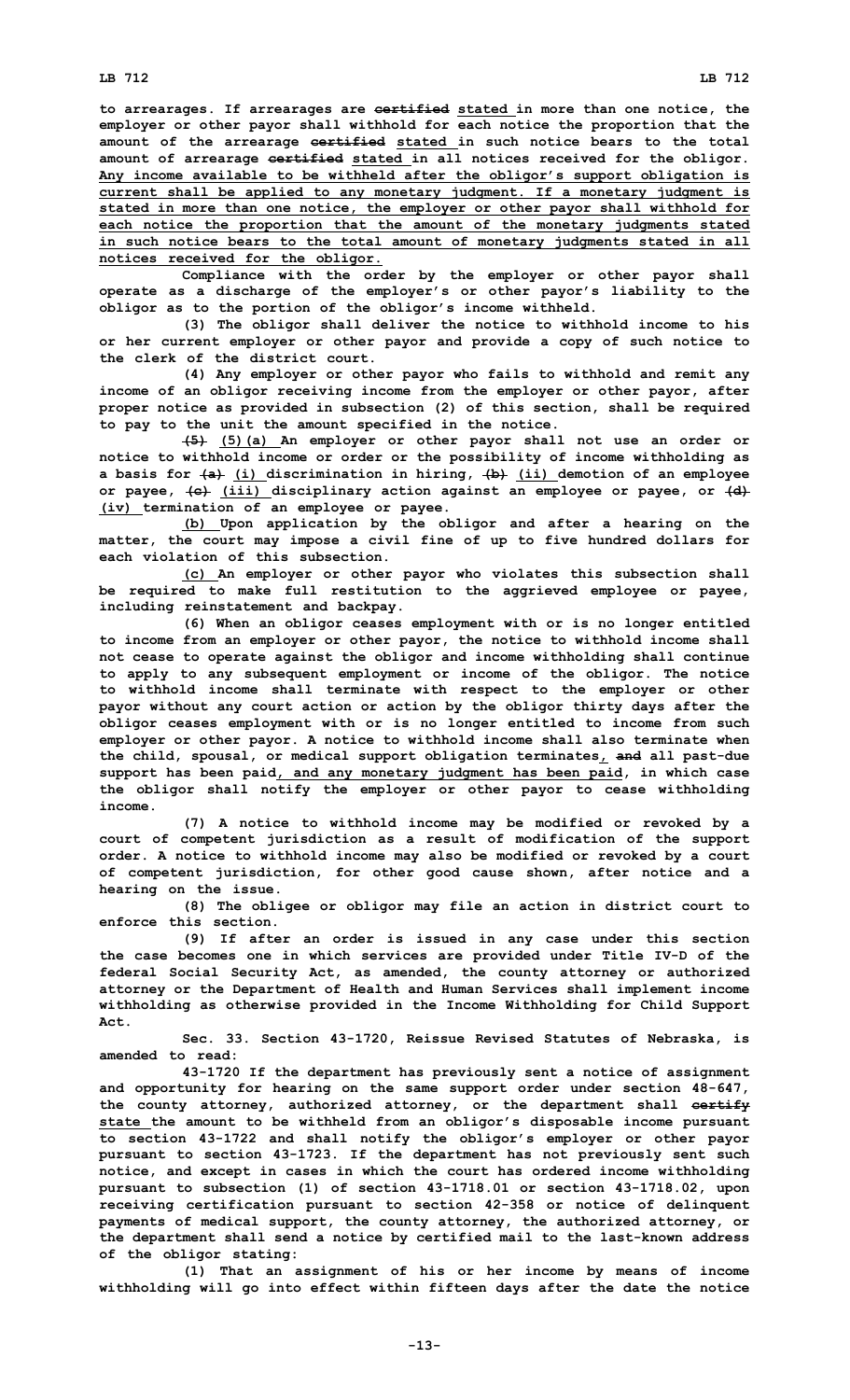to arrearages. If arrearages are ~~certified~~ stated in more than one notice, the employer or other payor shall withhold for each notice the proportion that the amount of the arrearage ~~certified~~ stated in such notice bears to the total amount of arrearage ~~certified~~ stated in all notices received for the obligor. Any income available to be withheld after the obligor's support obligation is current shall be applied to any monetary judgment. If a monetary judgment is stated in more than one notice, the employer or other payor shall withhold for each notice the proportion that the amount of the monetary judgments stated in such notice bears to the total amount of monetary judgments stated in all notices received for the obligor.

Compliance with the order by the employer or other payor shall operate as a discharge of the employer's or other payor's liability to the obligor as to the portion of the obligor's income withheld.

(3) The obligor shall deliver the notice to withhold income to his or her current employer or other payor and provide a copy of such notice to the clerk of the district court.

(4) Any employer or other payor who fails to withhold and remit any income of an obligor receiving income from the employer or other payor, after proper notice as provided in subsection (2) of this section, shall be required to pay to the unit the amount specified in the notice.

~~(5)~~ (5)(a) An employer or other payor shall not use an order or notice to withhold income or order or the possibility of income withholding as a basis for ~~(a)~~ (i) discrimination in hiring, ~~(b)~~ (ii) demotion of an employee or payee, ~~(c)~~ (iii) disciplinary action against an employee or payee, or ~~(d)~~ (iv) termination of an employee or payee.

(b) Upon application by the obligor and after a hearing on the matter, the court may impose a civil fine of up to five hundred dollars for each violation of this subsection.

(c) An employer or other payor who violates this subsection shall be required to make full restitution to the aggrieved employee or payee, including reinstatement and backpay.

(6) When an obligor ceases employment with or is no longer entitled to income from an employer or other payor, the notice to withhold income shall not cease to operate against the obligor and income withholding shall continue to apply to any subsequent employment or income of the obligor. The notice to withhold income shall terminate with respect to the employer or other payor without any court action or action by the obligor thirty days after the obligor ceases employment with or is no longer entitled to income from such employer or other payor. A notice to withhold income shall also terminate when the child, spousal, or medical support obligation terminates, ~~and~~ all past-due support has been paid, and any monetary judgment has been paid, in which case the obligor shall notify the employer or other payor to cease withholding income.

(7) A notice to withhold income may be modified or revoked by a court of competent jurisdiction as a result of modification of the support order. A notice to withhold income may also be modified or revoked by a court of competent jurisdiction, for other good cause shown, after notice and a hearing on the issue.

(8) The obligee or obligor may file an action in district court to enforce this section.

(9) If after an order is issued in any case under this section the case becomes one in which services are provided under Title IV-D of the federal Social Security Act, as amended, the county attorney or authorized attorney or the Department of Health and Human Services shall implement income withholding as otherwise provided in the Income Withholding for Child Support Act.

Sec. 33. Section 43-1720, Reissue Revised Statutes of Nebraska, is amended to read:

43-1720 If the department has previously sent a notice of assignment and opportunity for hearing on the same support order under section 48-647, the county attorney, authorized attorney, or the department shall ~~certify~~ state the amount to be withheld from an obligor's disposable income pursuant to section 43-1722 and shall notify the obligor's employer or other payor pursuant to section 43-1723. If the department has not previously sent such notice, and except in cases in which the court has ordered income withholding pursuant to subsection (1) of section 43-1718.01 or section 43-1718.02, upon receiving certification pursuant to section 42-358 or notice of delinquent payments of medical support, the county attorney, the authorized attorney, or the department shall send a notice by certified mail to the last-known address of the obligor stating:

(1) That an assignment of his or her income by means of income withholding will go into effect within fifteen days after the date the notice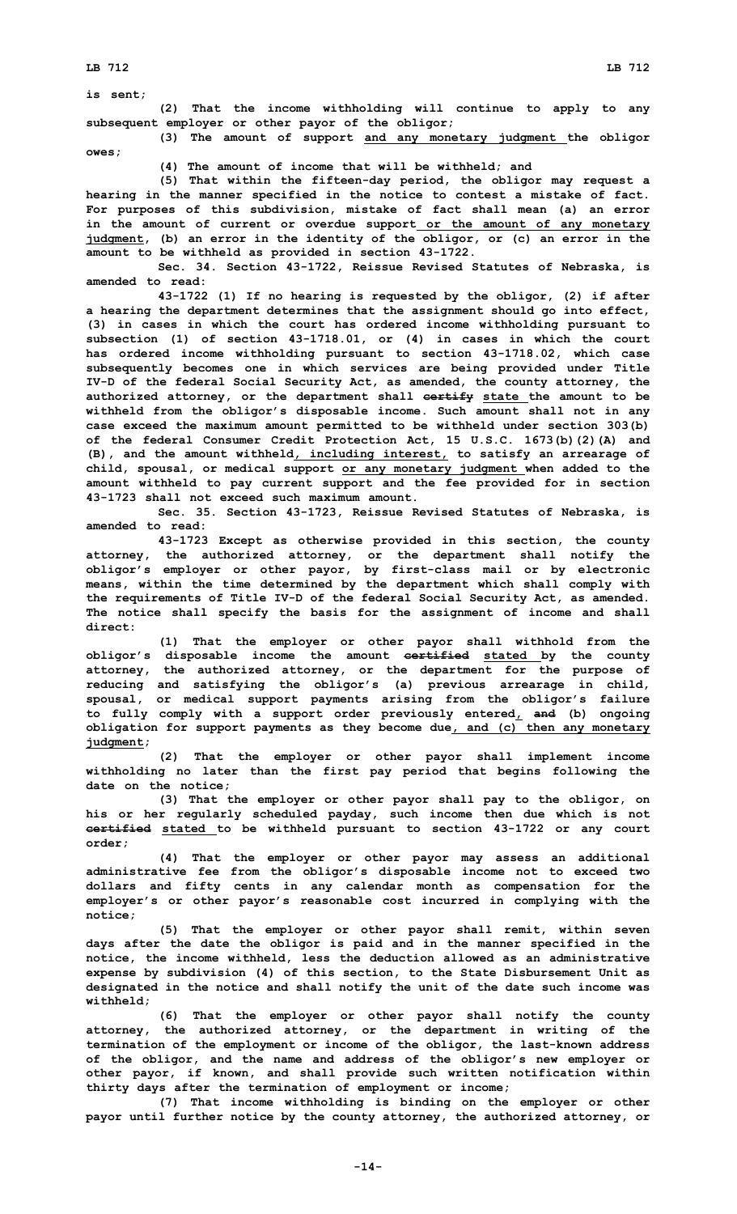is sent;

(2) That the income withholding will continue to apply to any subsequent employer or other payor of the obligor;

(3) The amount of support and any monetary judgment the obligor owes;

(4) The amount of income that will be withheld; and

(5) That within the fifteen-day period, the obligor may request a hearing in the manner specified in the notice to contest a mistake of fact. For purposes of this subdivision, mistake of fact shall mean (a) an error in the amount of current or overdue support or the amount of any monetary judgment, (b) an error in the identity of the obligor, or (c) an error in the amount to be withheld as provided in section 43-1722.

Sec. 34. Section 43-1722, Reissue Revised Statutes of Nebraska, is amended to read:

43-1722 (1) If no hearing is requested by the obligor, (2) if after a hearing the department determines that the assignment should go into effect, (3) in cases in which the court has ordered income withholding pursuant to subsection (1) of section 43-1718.01, or (4) in cases in which the court has ordered income withholding pursuant to section 43-1718.02, which case subsequently becomes one in which services are being provided under Title IV-D of the federal Social Security Act, as amended, the county attorney, the authorized attorney, or the department shall ~~certify~~ state the amount to be withheld from the obligor's disposable income. Such amount shall not in any case exceed the maximum amount permitted to be withheld under section 303(b) of the federal Consumer Credit Protection Act, 15 U.S.C. 1673(b)(2)(A) and (B), and the amount withheld, including interest, to satisfy an arrearage of child, spousal, or medical support or any monetary judgment when added to the amount withheld to pay current support and the fee provided for in section 43-1723 shall not exceed such maximum amount.

Sec. 35. Section 43-1723, Reissue Revised Statutes of Nebraska, is amended to read:

43-1723 Except as otherwise provided in this section, the county attorney, the authorized attorney, or the department shall notify the obligor's employer or other payor, by first-class mail or by electronic means, within the time determined by the department which shall comply with the requirements of Title IV-D of the federal Social Security Act, as amended. The notice shall specify the basis for the assignment of income and shall direct:

(1) That the employer or other payor shall withhold from the obligor's disposable income the amount ~~certified~~ stated by the county attorney, the authorized attorney, or the department for the purpose of reducing and satisfying the obligor's (a) previous arrearage in child, spousal, or medical support payments arising from the obligor's failure to fully comply with a support order previously entered, ~~and~~ (b) ongoing obligation for support payments as they become due, and (c) then any monetary judgment;

(2) That the employer or other payor shall implement income withholding no later than the first pay period that begins following the date on the notice;

(3) That the employer or other payor shall pay to the obligor, on his or her regularly scheduled payday, such income then due which is not ~~certified~~ stated to be withheld pursuant to section 43-1722 or any court order;

(4) That the employer or other payor may assess an additional administrative fee from the obligor's disposable income not to exceed two dollars and fifty cents in any calendar month as compensation for the employer's or other payor's reasonable cost incurred in complying with the notice;

(5) That the employer or other payor shall remit, within seven days after the date the obligor is paid and in the manner specified in the notice, the income withheld, less the deduction allowed as an administrative expense by subdivision (4) of this section, to the State Disbursement Unit as designated in the notice and shall notify the unit of the date such income was withheld;

(6) That the employer or other payor shall notify the county attorney, the authorized attorney, or the department in writing of the termination of the employment or income of the obligor, the last-known address of the obligor, and the name and address of the obligor's new employer or other payor, if known, and shall provide such written notification within thirty days after the termination of employment or income;

(7) That income withholding is binding on the employer or other payor until further notice by the county attorney, the authorized attorney, or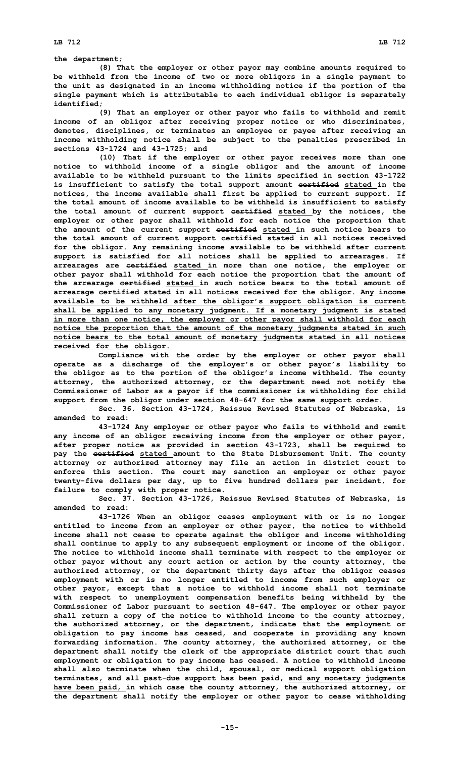the department;

(8) That the employer or other payor may combine amounts required to be withheld from the income of two or more obligors in a single payment to the unit as designated in an income withholding notice if the portion of the single payment which is attributable to each individual obligor is separately identified;

(9) That an employer or other payor who fails to withhold and remit income of an obligor after receiving proper notice or who discriminates, demotes, disciplines, or terminates an employee or payee after receiving an income withholding notice shall be subject to the penalties prescribed in sections 43-1724 and 43-1725; and

(10) That if the employer or other payor receives more than one notice to withhold income of a single obligor and the amount of income available to be withheld pursuant to the limits specified in section 43-1722 is insufficient to satisfy the total support amount ~~certified~~ stated in the notices, the income available shall first be applied to current support. If the total amount of income available to be withheld is insufficient to satisfy the total amount of current support ~~certified~~ stated by the notices, the employer or other payor shall withhold for each notice the proportion that the amount of the current support ~~certified~~ stated in such notice bears to the total amount of current support ~~certified~~ stated in all notices received for the obligor. Any remaining income available to be withheld after current support is satisfied for all notices shall be applied to arrearages. If arrearages are ~~certified~~ stated in more than one notice, the employer or other payor shall withhold for each notice the proportion that the amount of the arrearage ~~certified~~ stated in such notice bears to the total amount of arrearage ~~certified~~ stated in all notices received for the obligor. Any income available to be withheld after the obligor's support obligation is current shall be applied to any monetary judgment. If a monetary judgment is stated in more than one notice, the employer or other payor shall withhold for each notice the proportion that the amount of the monetary judgments stated in such notice bears to the total amount of monetary judgments stated in all notices received for the obligor.

Compliance with the order by the employer or other payor shall operate as a discharge of the employer's or other payor's liability to the obligor as to the portion of the obligor's income withheld. The county attorney, the authorized attorney, or the department need not notify the Commissioner of Labor as a payor if the commissioner is withholding for child support from the obligor under section 48-647 for the same support order.

Sec. 36. Section 43-1724, Reissue Revised Statutes of Nebraska, is amended to read:

43-1724 Any employer or other payor who fails to withhold and remit any income of an obligor receiving income from the employer or other payor, after proper notice as provided in section 43-1723, shall be required to pay the ~~certified~~ stated amount to the State Disbursement Unit. The county attorney or authorized attorney may file an action in district court to enforce this section. The court may sanction an employer or other payor twenty-five dollars per day, up to five hundred dollars per incident, for failure to comply with proper notice.

Sec. 37. Section 43-1726, Reissue Revised Statutes of Nebraska, is amended to read:

43-1726 When an obligor ceases employment with or is no longer entitled to income from an employer or other payor, the notice to withhold income shall not cease to operate against the obligor and income withholding shall continue to apply to any subsequent employment or income of the obligor. The notice to withhold income shall terminate with respect to the employer or other payor without any court action or action by the county attorney, the authorized attorney, or the department thirty days after the obligor ceases employment with or is no longer entitled to income from such employer or other payor, except that a notice to withhold income shall not terminate with respect to unemployment compensation benefits being withheld by the Commissioner of Labor pursuant to section 48-647. The employer or other payor shall return a copy of the notice to withhold income to the county attorney, the authorized attorney, or the department, indicate that the employment or obligation to pay income has ceased, and cooperate in providing any known forwarding information. The county attorney, the authorized attorney, or the department shall notify the clerk of the appropriate district court that such employment or obligation to pay income has ceased. A notice to withhold income shall also terminate when the child, spousal, or medical support obligation terminates, ~~and~~ all past-due support has been paid, and any monetary judgments have been paid, in which case the county attorney, the authorized attorney, or the department shall notify the employer or other payor to cease withholding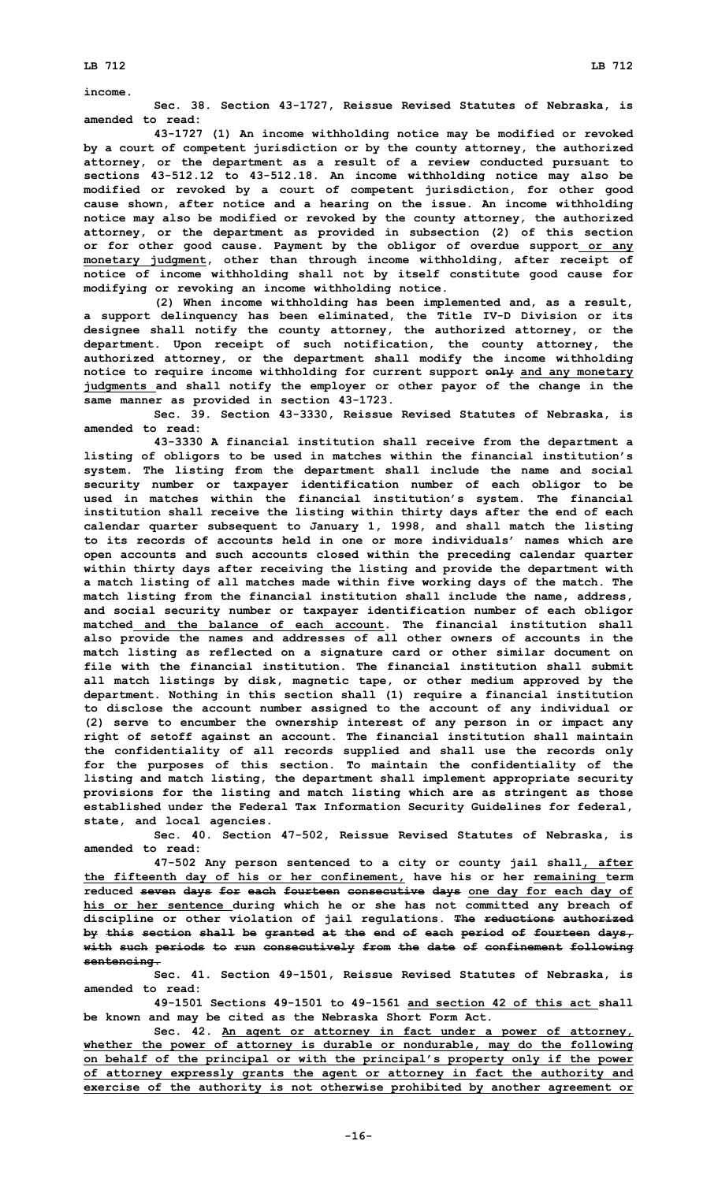income.

Sec. 38. Section 43-1727, Reissue Revised Statutes of Nebraska, is amended to read:

43-1727 (1) An income withholding notice may be modified or revoked by a court of competent jurisdiction or by the county attorney, the authorized attorney, or the department as a result of a review conducted pursuant to sections 43-512.12 to 43-512.18. An income withholding notice may also be modified or revoked by a court of competent jurisdiction, for other good cause shown, after notice and a hearing on the issue. An income withholding notice may also be modified or revoked by the county attorney, the authorized attorney, or the department as provided in subsection (2) of this section or for other good cause. Payment by the obligor of overdue support or any monetary judgment, other than through income withholding, after receipt of notice of income withholding shall not by itself constitute good cause for modifying or revoking an income withholding notice.

(2) When income withholding has been implemented and, as a result, a support delinquency has been eliminated, the Title IV-D Division or its designee shall notify the county attorney, the authorized attorney, or the department. Upon receipt of such notification, the county attorney, the authorized attorney, or the department shall modify the income withholding notice to require income withholding for current support ~~only~~ and any monetary judgments and shall notify the employer or other payor of the change in the same manner as provided in section 43-1723.

Sec. 39. Section 43-3330, Reissue Revised Statutes of Nebraska, is amended to read:

43-3330 A financial institution shall receive from the department a listing of obligors to be used in matches within the financial institution's system. The listing from the department shall include the name and social security number or taxpayer identification number of each obligor to be used in matches within the financial institution's system. The financial institution shall receive the listing within thirty days after the end of each calendar quarter subsequent to January 1, 1998, and shall match the listing to its records of accounts held in one or more individuals' names which are open accounts and such accounts closed within the preceding calendar quarter within thirty days after receiving the listing and provide the department with a match listing of all matches made within five working days of the match. The match listing from the financial institution shall include the name, address, and social security number or taxpayer identification number of each obligor matched and the balance of each account. The financial institution shall also provide the names and addresses of all other owners of accounts in the match listing as reflected on a signature card or other similar document on file with the financial institution. The financial institution shall submit all match listings by disk, magnetic tape, or other medium approved by the department. Nothing in this section shall (1) require a financial institution to disclose the account number assigned to the account of any individual or (2) serve to encumber the ownership interest of any person in or impact any right of setoff against an account. The financial institution shall maintain the confidentiality of all records supplied and shall use the records only for the purposes of this section. To maintain the confidentiality of the listing and match listing, the department shall implement appropriate security provisions for the listing and match listing which are as stringent as those established under the Federal Tax Information Security Guidelines for federal, state, and local agencies.

Sec. 40. Section 47-502, Reissue Revised Statutes of Nebraska, is amended to read:

47-502 Any person sentenced to a city or county jail shall, after the fifteenth day of his or her confinement, have his or her remaining term reduced ~~seven days for each fourteen consecutive days~~ one day for each day of his or her sentence during which he or she has not committed any breach of discipline or other violation of jail regulations. ~~The reductions authorized by this section shall be granted at the end of each period of fourteen days, with such periods to run consecutively from the date of confinement following sentencing.~~

Sec. 41. Section 49-1501, Reissue Revised Statutes of Nebraska, is amended to read:

49-1501 Sections 49-1501 to 49-1561 and section 42 of this act shall be known and may be cited as the Nebraska Short Form Act.

Sec. 42. An agent or attorney in fact under a power of attorney, whether the power of attorney is durable or nondurable, may do the following on behalf of the principal or with the principal's property only if the power of attorney expressly grants the agent or attorney in fact the authority and exercise of the authority is not otherwise prohibited by another agreement or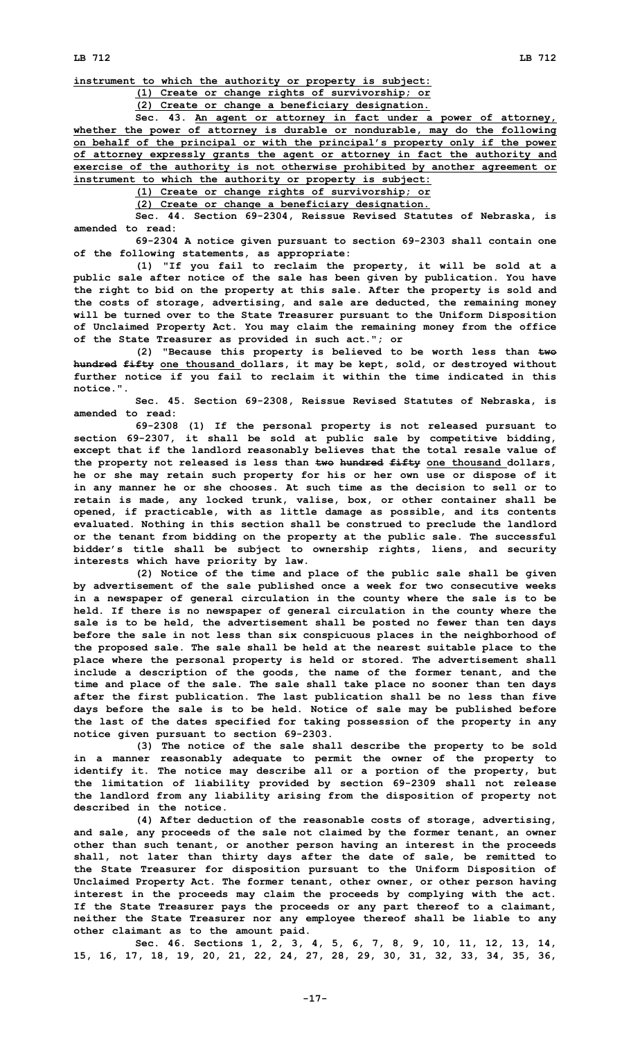instrument to which the authority or property is subject:

(1) Create or change rights of survivorship; or

(2) Create or change a beneficiary designation.

Sec. 43. An agent or attorney in fact under a power of attorney, whether the power of attorney is durable or nondurable, may do the following on behalf of the principal or with the principal's property only if the power of attorney expressly grants the agent or attorney in fact the authority and exercise of the authority is not otherwise prohibited by another agreement or instrument to which the authority or property is subject:

(1) Create or change rights of survivorship; or

(2) Create or change a beneficiary designation.

Sec. 44. Section 69-2304, Reissue Revised Statutes of Nebraska, is amended to read:

69-2304 A notice given pursuant to section 69-2303 shall contain one of the following statements, as appropriate:

(1) "If you fail to reclaim the property, it will be sold at a public sale after notice of the sale has been given by publication. You have the right to bid on the property at this sale. After the property is sold and the costs of storage, advertising, and sale are deducted, the remaining money will be turned over to the State Treasurer pursuant to the Uniform Disposition of Unclaimed Property Act. You may claim the remaining money from the office of the State Treasurer as provided in such act."; or

(2) "Because this property is believed to be worth less than ~~two hundred fifty~~ one thousand dollars, it may be kept, sold, or destroyed without further notice if you fail to reclaim it within the time indicated in this notice.".

Sec. 45. Section 69-2308, Reissue Revised Statutes of Nebraska, is amended to read:

69-2308 (1) If the personal property is not released pursuant to section 69-2307, it shall be sold at public sale by competitive bidding, except that if the landlord reasonably believes that the total resale value of the property not released is less than ~~two hundred fifty~~ one thousand dollars, he or she may retain such property for his or her own use or dispose of it in any manner he or she chooses. At such time as the decision to sell or to retain is made, any locked trunk, valise, box, or other container shall be opened, if practicable, with as little damage as possible, and its contents evaluated. Nothing in this section shall be construed to preclude the landlord or the tenant from bidding on the property at the public sale. The successful bidder's title shall be subject to ownership rights, liens, and security interests which have priority by law.

(2) Notice of the time and place of the public sale shall be given by advertisement of the sale published once a week for two consecutive weeks in a newspaper of general circulation in the county where the sale is to be held. If there is no newspaper of general circulation in the county where the sale is to be held, the advertisement shall be posted no fewer than ten days before the sale in not less than six conspicuous places in the neighborhood of the proposed sale. The sale shall be held at the nearest suitable place to the place where the personal property is held or stored. The advertisement shall include a description of the goods, the name of the former tenant, and the time and place of the sale. The sale shall take place no sooner than ten days after the first publication. The last publication shall be no less than five days before the sale is to be held. Notice of sale may be published before the last of the dates specified for taking possession of the property in any notice given pursuant to section 69-2303.

(3) The notice of the sale shall describe the property to be sold in a manner reasonably adequate to permit the owner of the property to identify it. The notice may describe all or a portion of the property, but the limitation of liability provided by section 69-2309 shall not release the landlord from any liability arising from the disposition of property not described in the notice.

(4) After deduction of the reasonable costs of storage, advertising, and sale, any proceeds of the sale not claimed by the former tenant, an owner other than such tenant, or another person having an interest in the proceeds shall, not later than thirty days after the date of sale, be remitted to the State Treasurer for disposition pursuant to the Uniform Disposition of Unclaimed Property Act. The former tenant, other owner, or other person having interest in the proceeds may claim the proceeds by complying with the act. If the State Treasurer pays the proceeds or any part thereof to a claimant, neither the State Treasurer nor any employee thereof shall be liable to any other claimant as to the amount paid.

Sec. 46. Sections 1, 2, 3, 4, 5, 6, 7, 8, 9, 10, 11, 12, 13, 14, 15, 16, 17, 18, 19, 20, 21, 22, 24, 27, 28, 29, 30, 31, 32, 33, 34, 35, 36,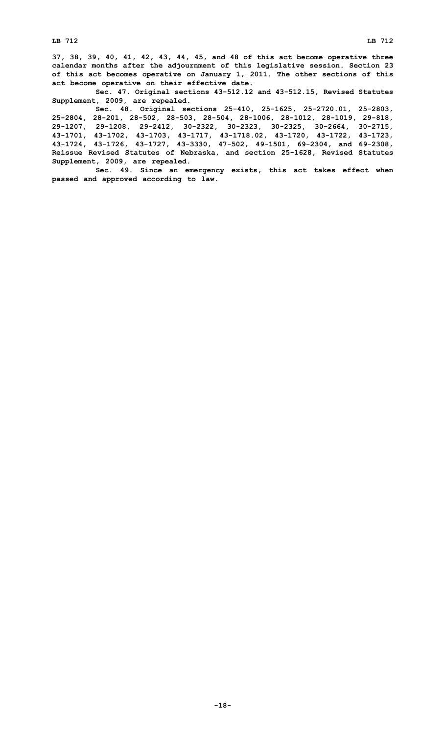**37, 38, 39, 40, 41, 42, 43, 44, 45, and 48 of this act become operative three calendar months after the adjournment of this legislative session. Section 23 of this act becomes operative on January 1, 2011. The other sections of this act become operative on their effective date.**

**Sec. 47. Original sections 43-512.12 and 43-512.15, Revised Statutes Supplement, 2009, are repealed.**

**Sec. 48. Original sections 25-410, 25-1625, 25-2720.01, 25-2803, 25-2804, 28-201, 28-502, 28-503, 28-504, 28-1006, 28-1012, 28-1019, 29-818, 29-1207, 29-1208, 29-2412, 30-2322, 30-2323, 30-2325, 30-2664, 30-2715, 43-1701, 43-1702, 43-1703, 43-1717, 43-1718.02, 43-1720, 43-1722, 43-1723, 43-1724, 43-1726, 43-1727, 43-3330, 47-502, 49-1501, 69-2304, and 69-2308, Reissue Revised Statutes of Nebraska, and section 25-1628, Revised Statutes Supplement, 2009, are repealed.**

**Sec. 49. Since an emergency exists, this act takes effect when passed and approved according to law.**